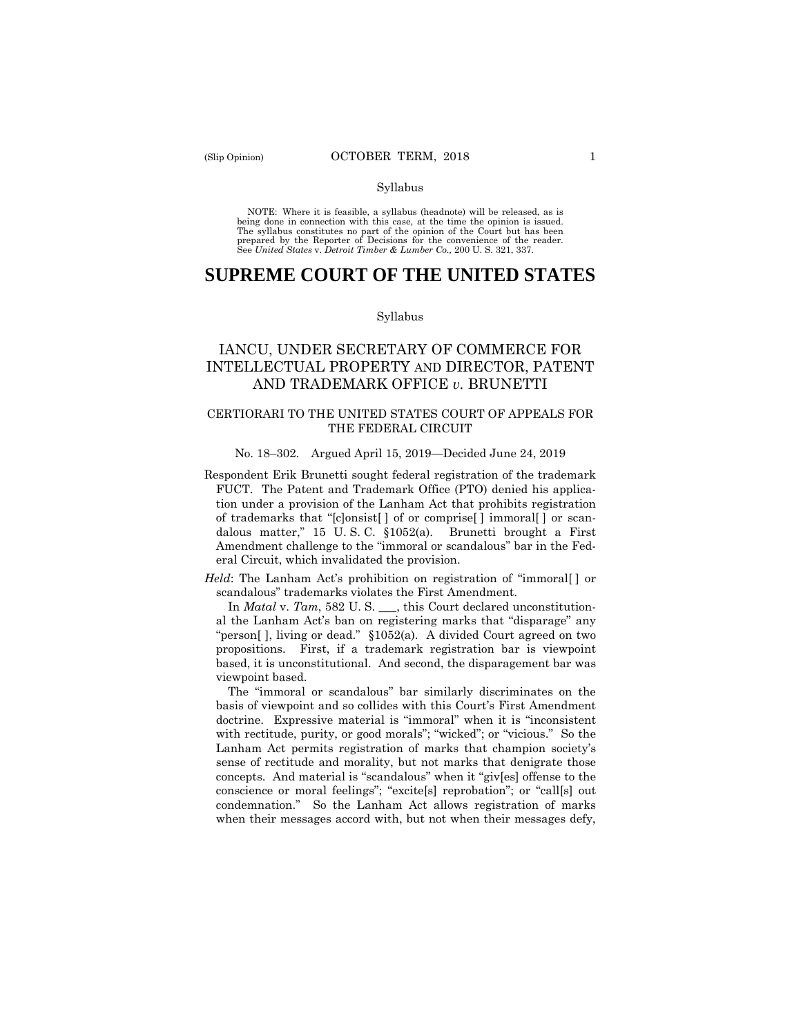Syllabus

NOTE: Where it is feasible, a syllabus (headnote) will be released, as is being done in connection with this case, at the time the opinion is issued. The syllabus constitutes no part of the opinion of the Court but has been prepared by the Reporter of Decisions for the convenience of the reader. See *United States* v. *Detroit Timber & Lumber Co.,* 200 U. S. 321, 337.

# SUPREME COURT OF THE UNITED STATES

Syllabus

## IANCU, UNDER SECRETARY OF COMMERCE FOR INTELLECTUAL PROPERTY AND DIRECTOR, PATENT AND TRADEMARK OFFICE *v.* BRUNETTI

### CERTIORARI TO THE UNITED STATES COURT OF APPEALS FOR THE FEDERAL CIRCUIT

No. 18–302. Argued April 15, 2019—Decided June 24, 2019

Respondent Erik Brunetti sought federal registration of the trademark FUCT. The Patent and Trademark Office (PTO) denied his application under a provision of the Lanham Act that prohibits registration of trademarks that "[c]onsist[ ] of or comprise[ ] immoral[ ] or scandalous matter," 15 U. S. C. §1052(a). Brunetti brought a First Amendment challenge to the "immoral or scandalous" bar in the Federal Circuit, which invalidated the provision.

*Held*: The Lanham Act's prohibition on registration of "immoral[ ] or scandalous" trademarks violates the First Amendment.

In *Matal* v. *Tam*, 582 U. S. ___, this Court declared unconstitutional the Lanham Act's ban on registering marks that "disparage" any "person[ ], living or dead." §1052(a). A divided Court agreed on two propositions. First, if a trademark registration bar is viewpoint based, it is unconstitutional. And second, the disparagement bar was viewpoint based.

The "immoral or scandalous" bar similarly discriminates on the basis of viewpoint and so collides with this Court's First Amendment doctrine. Expressive material is "immoral" when it is "inconsistent with rectitude, purity, or good morals"; "wicked"; or "vicious." So the Lanham Act permits registration of marks that champion society's sense of rectitude and morality, but not marks that denigrate those concepts. And material is "scandalous" when it "giv[es] offense to the conscience or moral feelings"; "excite[s] reprobation"; or "call[s] out condemnation." So the Lanham Act allows registration of marks when their messages accord with, but not when their messages defy,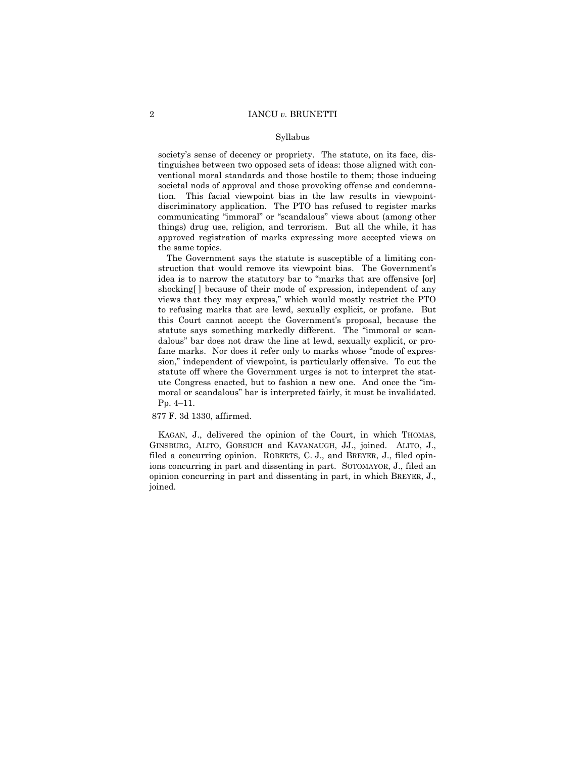society's sense of decency or propriety. The statute, on its face, distinguishes between two opposed sets of ideas: those aligned with conventional moral standards and those hostile to them; those inducing societal nods of approval and those provoking offense and condemnation. This facial viewpoint bias in the law results in viewpoint-discriminatory application. The PTO has refused to register marks communicating "immoral" or "scandalous" views about (among other things) drug use, religion, and terrorism. But all the while, it has approved registration of marks expressing more accepted views on the same topics.

The Government says the statute is susceptible of a limiting construction that would remove its viewpoint bias. The Government's idea is to narrow the statutory bar to "marks that are offensive [or] shocking[ ] because of their mode of expression, independent of any views that they may express," which would mostly restrict the PTO to refusing marks that are lewd, sexually explicit, or profane. But this Court cannot accept the Government's proposal, because the statute says something markedly different. The "immoral or scandalous" bar does not draw the line at lewd, sexually explicit, or profane marks. Nor does it refer only to marks whose "mode of expression," independent of viewpoint, is particularly offensive. To cut the statute off where the Government urges is not to interpret the statute Congress enacted, but to fashion a new one. And once the "immoral or scandalous" bar is interpreted fairly, it must be invalidated. Pp. 4–11.

877 F. 3d 1330, affirmed.

KAGAN, J., delivered the opinion of the Court, in which THOMAS, GINSBURG, ALITO, GORSUCH and KAVANAUGH, JJ., joined. ALITO, J., filed a concurring opinion. ROBERTS, C. J., and BREYER, J., filed opinions concurring in part and dissenting in part. SOTOMAYOR, J., filed an opinion concurring in part and dissenting in part, in which BREYER, J., joined.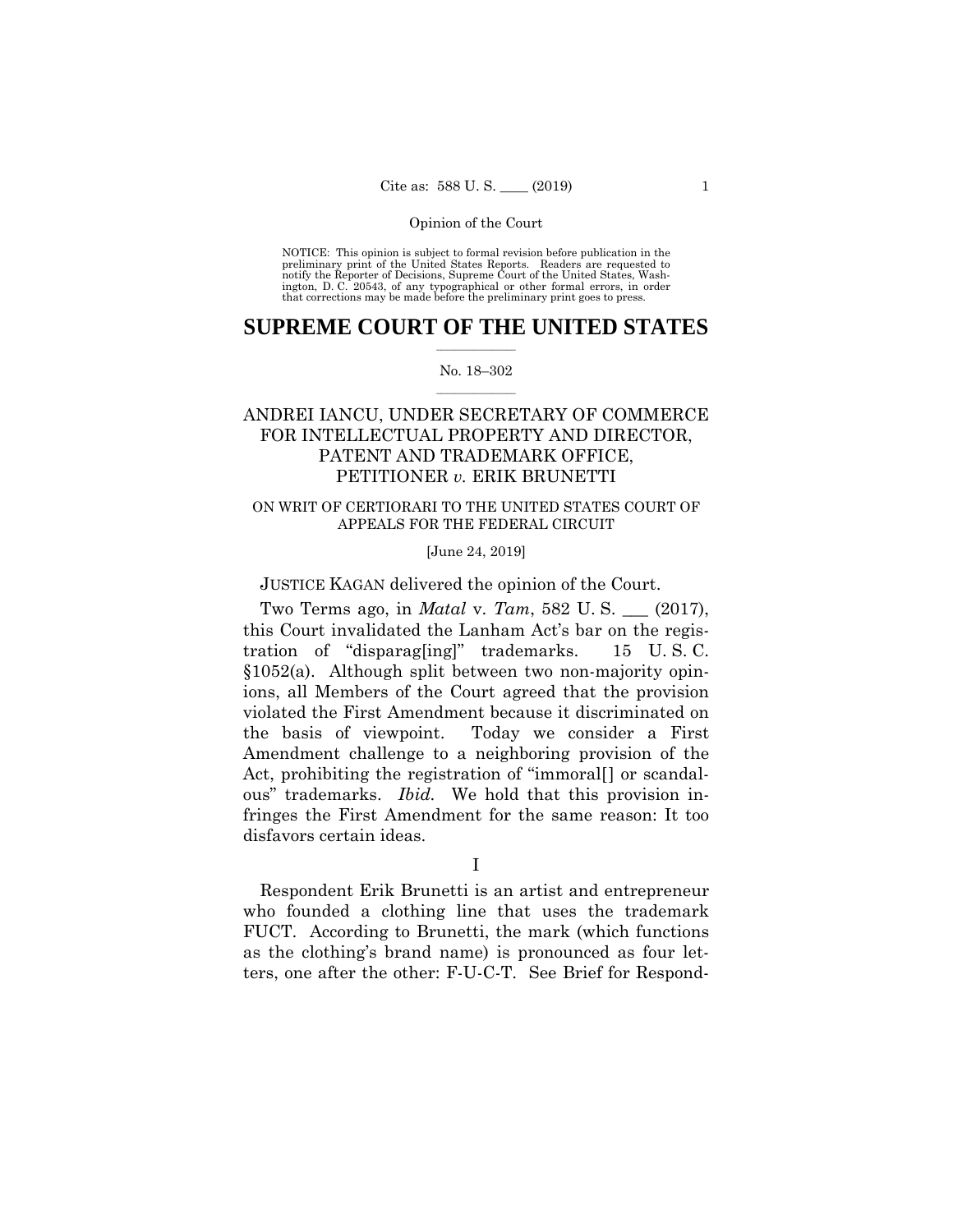NOTICE: This opinion is subject to formal revision before publication in the preliminary print of the United States Reports. Readers are requested to notify the Reporter of Decisions, Supreme Court of the United States, Washington, D. C. 20543, of any typographical or other formal errors, in order that corrections may be made before the preliminary print goes to press.

# SUPREME COURT OF THE UNITED STATES

No. 18–302

ANDREI IANCU, UNDER SECRETARY OF COMMERCE FOR INTELLECTUAL PROPERTY AND DIRECTOR, PATENT AND TRADEMARK OFFICE, PETITIONER *v.* ERIK BRUNETTI

ON WRIT OF CERTIORARI TO THE UNITED STATES COURT OF APPEALS FOR THE FEDERAL CIRCUIT

[June 24, 2019]

JUSTICE KAGAN delivered the opinion of the Court.

Two Terms ago, in *Matal* v. *Tam*, 582 U. S. ___ (2017), this Court invalidated the Lanham Act's bar on the registration of "disparag[ing]" trademarks. 15 U. S. C. §1052(a). Although split between two non-majority opinions, all Members of the Court agreed that the provision violated the First Amendment because it discriminated on the basis of viewpoint. Today we consider a First Amendment challenge to a neighboring provision of the Act, prohibiting the registration of "immoral[] or scandalous" trademarks. *Ibid.* We hold that this provision infringes the First Amendment for the same reason: It too disfavors certain ideas.

I

Respondent Erik Brunetti is an artist and entrepreneur who founded a clothing line that uses the trademark FUCT. According to Brunetti, the mark (which functions as the clothing's brand name) is pronounced as four letters, one after the other: F-U-C-T. See Brief for Respond-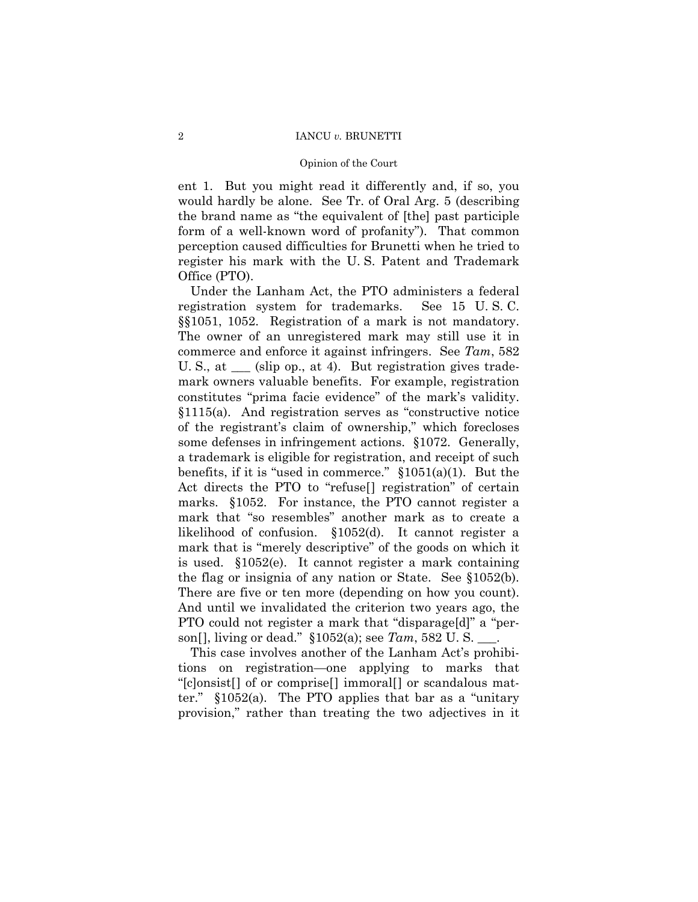ent 1. But you might read it differently and, if so, you would hardly be alone. See Tr. of Oral Arg. 5 (describing the brand name as "the equivalent of [the] past participle form of a well-known word of profanity"). That common perception caused difficulties for Brunetti when he tried to register his mark with the U. S. Patent and Trademark Office (PTO).

Under the Lanham Act, the PTO administers a federal registration system for trademarks. See 15 U. S. C. §§1051, 1052. Registration of a mark is not mandatory. The owner of an unregistered mark may still use it in commerce and enforce it against infringers. See *Tam*, 582 U. S., at ___ (slip op., at 4). But registration gives trademark owners valuable benefits. For example, registration constitutes "prima facie evidence" of the mark's validity. §1115(a). And registration serves as "constructive notice of the registrant's claim of ownership," which forecloses some defenses in infringement actions. §1072. Generally, a trademark is eligible for registration, and receipt of such benefits, if it is "used in commerce." §1051(a)(1). But the Act directs the PTO to "refuse[] registration" of certain marks. §1052. For instance, the PTO cannot register a mark that "so resembles" another mark as to create a likelihood of confusion. §1052(d). It cannot register a mark that is "merely descriptive" of the goods on which it is used. §1052(e). It cannot register a mark containing the flag or insignia of any nation or State. See §1052(b). There are five or ten more (depending on how you count). And until we invalidated the criterion two years ago, the PTO could not register a mark that "disparage[d]" a "person[], living or dead." §1052(a); see *Tam*, 582 U. S. ___.

This case involves another of the Lanham Act's prohibitions on registration—one applying to marks that "[c]onsist[] of or comprise[] immoral[] or scandalous matter." §1052(a). The PTO applies that bar as a "unitary provision," rather than treating the two adjectives in it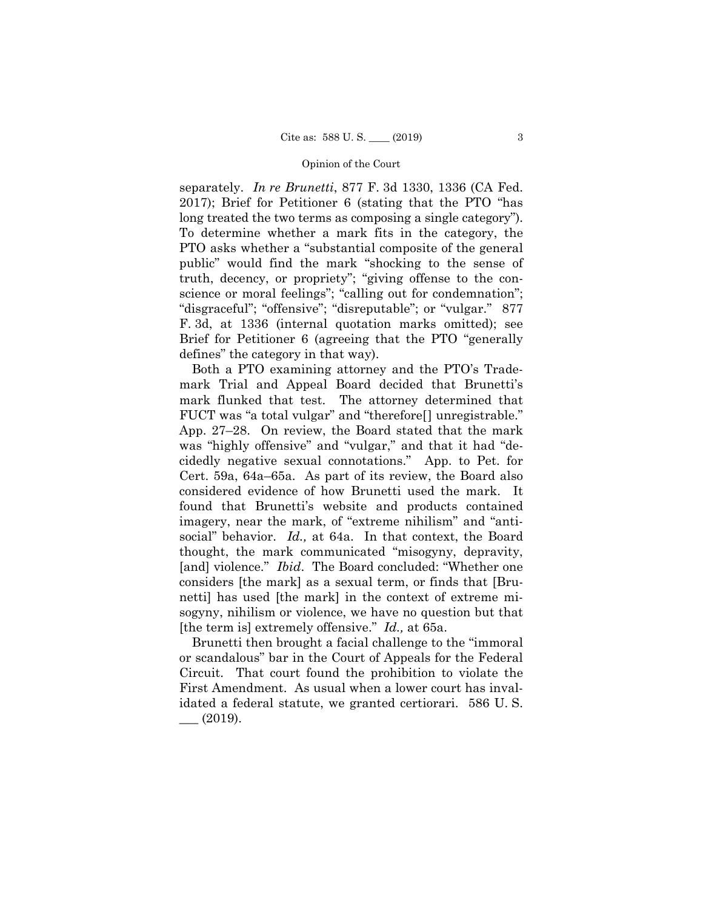separately. *In re Brunetti*, 877 F. 3d 1330, 1336 (CA Fed. 2017); Brief for Petitioner 6 (stating that the PTO "has long treated the two terms as composing a single category"). To determine whether a mark fits in the category, the PTO asks whether a "substantial composite of the general public" would find the mark "shocking to the sense of truth, decency, or propriety"; "giving offense to the conscience or moral feelings"; "calling out for condemnation"; "disgraceful"; "offensive"; "disreputable"; or "vulgar." 877 F. 3d, at 1336 (internal quotation marks omitted); see Brief for Petitioner 6 (agreeing that the PTO "generally defines" the category in that way).

Both a PTO examining attorney and the PTO's Trademark Trial and Appeal Board decided that Brunetti's mark flunked that test. The attorney determined that FUCT was "a total vulgar" and "therefore[] unregistrable." App. 27–28. On review, the Board stated that the mark was "highly offensive" and "vulgar," and that it had "decidedly negative sexual connotations." App. to Pet. for Cert. 59a, 64a–65a. As part of its review, the Board also considered evidence of how Brunetti used the mark. It found that Brunetti's website and products contained imagery, near the mark, of "extreme nihilism" and "anti-social" behavior. *Id.,* at 64a. In that context, the Board thought, the mark communicated "misogyny, depravity, [and] violence." *Ibid*. The Board concluded: "Whether one considers [the mark] as a sexual term, or finds that [Brunetti] has used [the mark] in the context of extreme misogyny, nihilism or violence, we have no question but that [the term is] extremely offensive." *Id.,* at 65a.

Brunetti then brought a facial challenge to the "immoral or scandalous" bar in the Court of Appeals for the Federal Circuit. That court found the prohibition to violate the First Amendment. As usual when a lower court has invalidated a federal statute, we granted certiorari. 586 U. S. ___ (2019).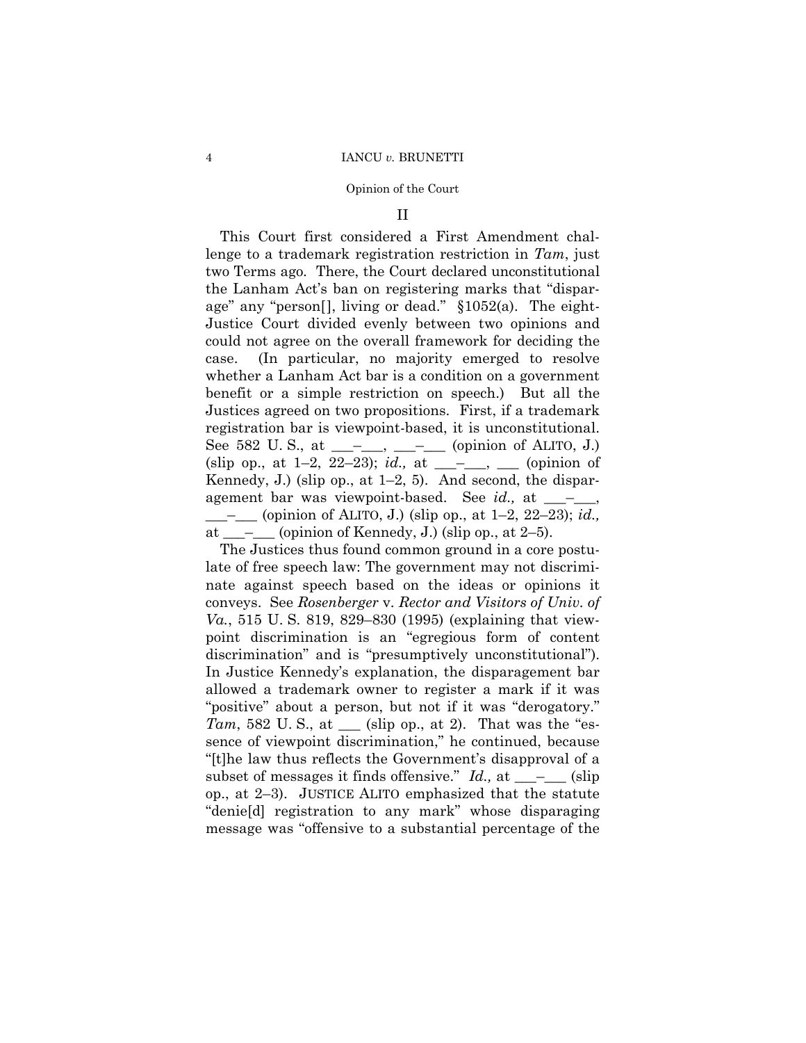## II

This Court first considered a First Amendment challenge to a trademark registration restriction in *Tam*, just two Terms ago. There, the Court declared unconstitutional the Lanham Act's ban on registering marks that "disparage" any "person[], living or dead." §1052(a). The eight-Justice Court divided evenly between two opinions and could not agree on the overall framework for deciding the case. (In particular, no majority emerged to resolve whether a Lanham Act bar is a condition on a government benefit or a simple restriction on speech.) But all the Justices agreed on two propositions. First, if a trademark registration bar is viewpoint-based, it is unconstitutional. See 582 U. S., at \_\_\_–\_\_\_, \_\_\_–\_\_\_ (opinion of ALITO, J.) (slip op., at 1–2, 22–23); *id.,* at \_\_\_–\_\_\_, \_\_\_ (opinion of Kennedy, J.) (slip op., at 1–2, 5). And second, the disparagement bar was viewpoint-based. See *id.,* at \_\_\_–\_\_\_, \_\_\_–\_\_\_ (opinion of ALITO, J.) (slip op., at 1–2, 22–23); *id.,* at \_\_\_–\_\_\_ (opinion of Kennedy, J.) (slip op., at 2–5).

The Justices thus found common ground in a core postulate of free speech law: The government may not discriminate against speech based on the ideas or opinions it conveys. See *Rosenberger* v. *Rector and Visitors of Univ. of Va.*, 515 U. S. 819, 829–830 (1995) (explaining that viewpoint discrimination is an "egregious form of content discrimination" and is "presumptively unconstitutional"). In Justice Kennedy's explanation, the disparagement bar allowed a trademark owner to register a mark if it was "positive" about a person, but not if it was "derogatory." *Tam*, 582 U. S., at \_\_\_ (slip op., at 2). That was the "essence of viewpoint discrimination," he continued, because "[t]he law thus reflects the Government's disapproval of a subset of messages it finds offensive." *Id.,* at \_\_\_–\_\_\_ (slip op., at 2–3). JUSTICE ALITO emphasized that the statute "denie[d] registration to any mark" whose disparaging message was "offensive to a substantial percentage of the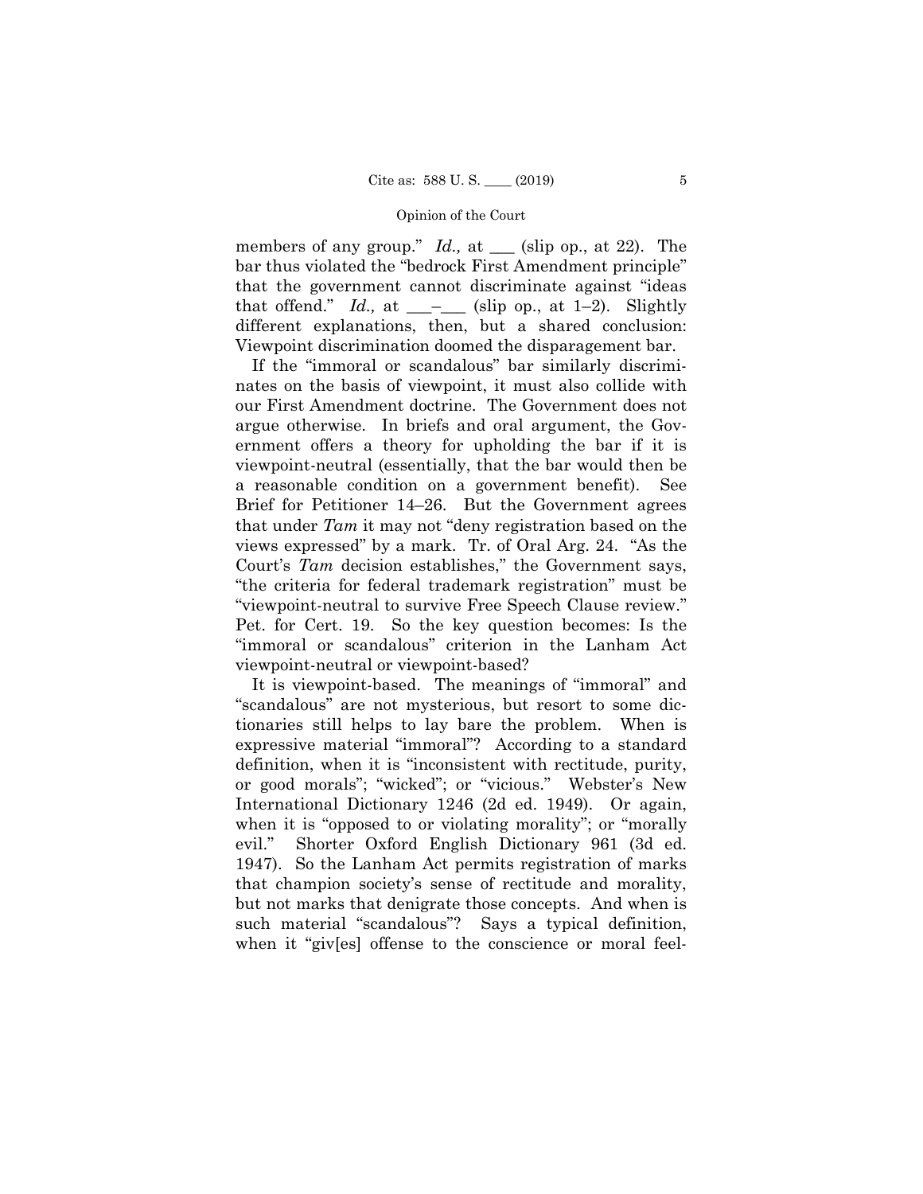members of any group." *Id.,* at ___ (slip op., at 22). The bar thus violated the "bedrock First Amendment principle" that the government cannot discriminate against "ideas that offend." *Id.,* at ___–___ (slip op., at 1–2). Slightly different explanations, then, but a shared conclusion: Viewpoint discrimination doomed the disparagement bar.

If the "immoral or scandalous" bar similarly discriminates on the basis of viewpoint, it must also collide with our First Amendment doctrine. The Government does not argue otherwise. In briefs and oral argument, the Government offers a theory for upholding the bar if it is viewpoint-neutral (essentially, that the bar would then be a reasonable condition on a government benefit). See Brief for Petitioner 14–26. But the Government agrees that under *Tam* it may not "deny registration based on the views expressed" by a mark. Tr. of Oral Arg. 24. "As the Court's *Tam* decision establishes," the Government says, "the criteria for federal trademark registration" must be "viewpoint-neutral to survive Free Speech Clause review." Pet. for Cert. 19. So the key question becomes: Is the "immoral or scandalous" criterion in the Lanham Act viewpoint-neutral or viewpoint-based?

It is viewpoint-based. The meanings of "immoral" and "scandalous" are not mysterious, but resort to some dictionaries still helps to lay bare the problem. When is expressive material "immoral"? According to a standard definition, when it is "inconsistent with rectitude, purity, or good morals"; "wicked"; or "vicious." Webster's New International Dictionary 1246 (2d ed. 1949). Or again, when it is "opposed to or violating morality"; or "morally evil." Shorter Oxford English Dictionary 961 (3d ed. 1947). So the Lanham Act permits registration of marks that champion society's sense of rectitude and morality, but not marks that denigrate those concepts. And when is such material "scandalous"? Says a typical definition, when it "giv[es] offense to the conscience or moral feel-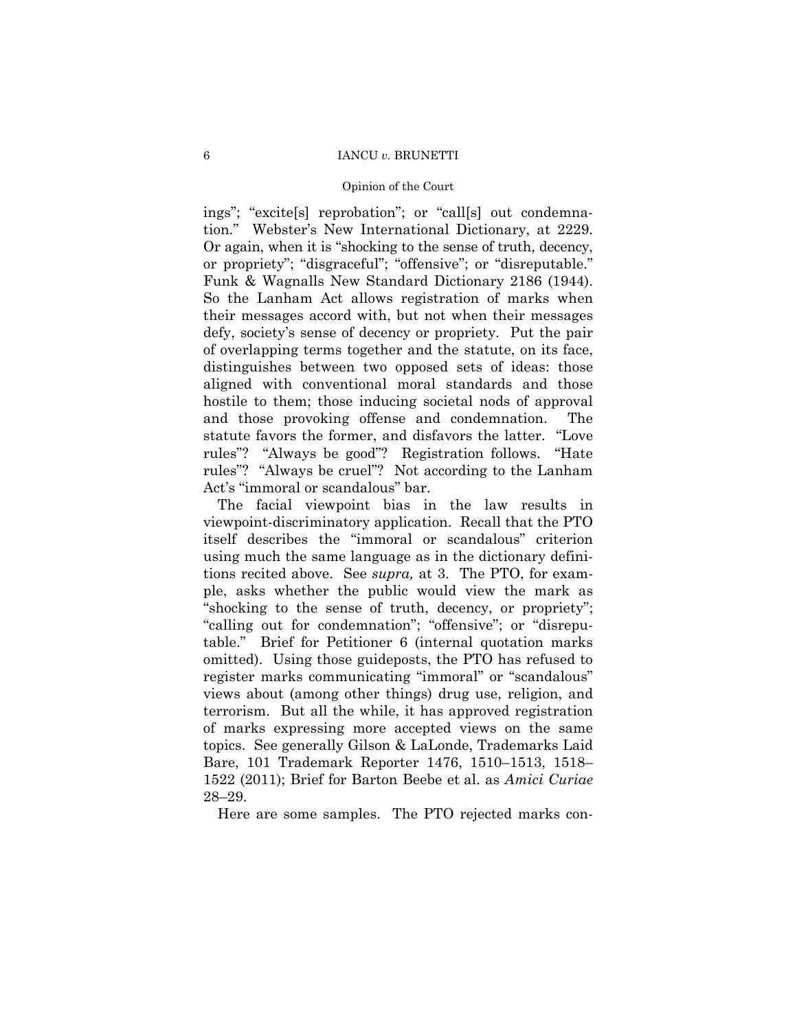ings"; "excite[s] reprobation"; or "call[s] out condemnation." Webster's New International Dictionary, at 2229. Or again, when it is "shocking to the sense of truth, decency, or propriety"; "disgraceful"; "offensive"; or "disreputable." Funk & Wagnalls New Standard Dictionary 2186 (1944). So the Lanham Act allows registration of marks when their messages accord with, but not when their messages defy, society's sense of decency or propriety. Put the pair of overlapping terms together and the statute, on its face, distinguishes between two opposed sets of ideas: those aligned with conventional moral standards and those hostile to them; those inducing societal nods of approval and those provoking offense and condemnation. The statute favors the former, and disfavors the latter. "Love rules"? "Always be good"? Registration follows. "Hate rules"? "Always be cruel"? Not according to the Lanham Act's "immoral or scandalous" bar.

The facial viewpoint bias in the law results in viewpoint-discriminatory application. Recall that the PTO itself describes the "immoral or scandalous" criterion using much the same language as in the dictionary definitions recited above. See *supra,* at 3. The PTO, for example, asks whether the public would view the mark as "shocking to the sense of truth, decency, or propriety"; "calling out for condemnation"; "offensive"; or "disreputable." Brief for Petitioner 6 (internal quotation marks omitted). Using those guideposts, the PTO has refused to register marks communicating "immoral" or "scandalous" views about (among other things) drug use, religion, and terrorism. But all the while, it has approved registration of marks expressing more accepted views on the same topics. See generally Gilson & LaLonde, Trademarks Laid Bare, 101 Trademark Reporter 1476, 1510–1513, 1518–1522 (2011); Brief for Barton Beebe et al. as *Amici Curiae* 28–29.

Here are some samples. The PTO rejected marks con-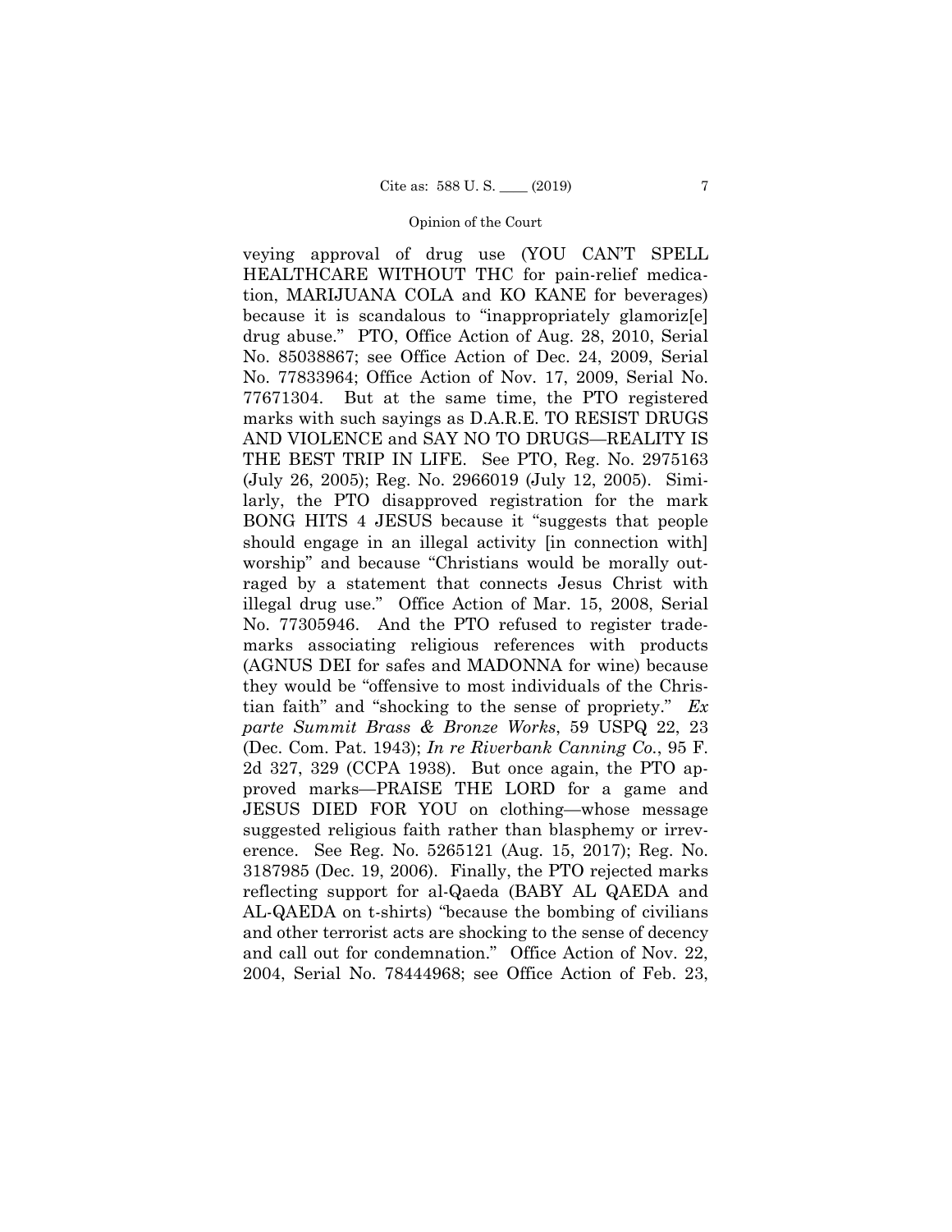veying approval of drug use (YOU CAN'T SPELL HEALTHCARE WITHOUT THC for pain-relief medication, MARIJUANA COLA and KO KANE for beverages) because it is scandalous to "inappropriately glamoriz[e] drug abuse." PTO, Office Action of Aug. 28, 2010, Serial No. 85038867; see Office Action of Dec. 24, 2009, Serial No. 77833964; Office Action of Nov. 17, 2009, Serial No. 77671304. But at the same time, the PTO registered marks with such sayings as D.A.R.E. TO RESIST DRUGS AND VIOLENCE and SAY NO TO DRUGS—REALITY IS THE BEST TRIP IN LIFE. See PTO, Reg. No. 2975163 (July 26, 2005); Reg. No. 2966019 (July 12, 2005). Similarly, the PTO disapproved registration for the mark BONG HITS 4 JESUS because it "suggests that people should engage in an illegal activity [in connection with] worship" and because "Christians would be morally outraged by a statement that connects Jesus Christ with illegal drug use." Office Action of Mar. 15, 2008, Serial No. 77305946. And the PTO refused to register trademarks associating religious references with products (AGNUS DEI for safes and MADONNA for wine) because they would be "offensive to most individuals of the Christian faith" and "shocking to the sense of propriety." *Ex parte Summit Brass & Bronze Works*, 59 USPQ 22, 23 (Dec. Com. Pat. 1943); *In re Riverbank Canning Co.*, 95 F. 2d 327, 329 (CCPA 1938). But once again, the PTO approved marks—PRAISE THE LORD for a game and JESUS DIED FOR YOU on clothing—whose message suggested religious faith rather than blasphemy or irreverence. See Reg. No. 5265121 (Aug. 15, 2017); Reg. No. 3187985 (Dec. 19, 2006). Finally, the PTO rejected marks reflecting support for al-Qaeda (BABY AL QAEDA and AL-QAEDA on t-shirts) "because the bombing of civilians and other terrorist acts are shocking to the sense of decency and call out for condemnation." Office Action of Nov. 22, 2004, Serial No. 78444968; see Office Action of Feb. 23,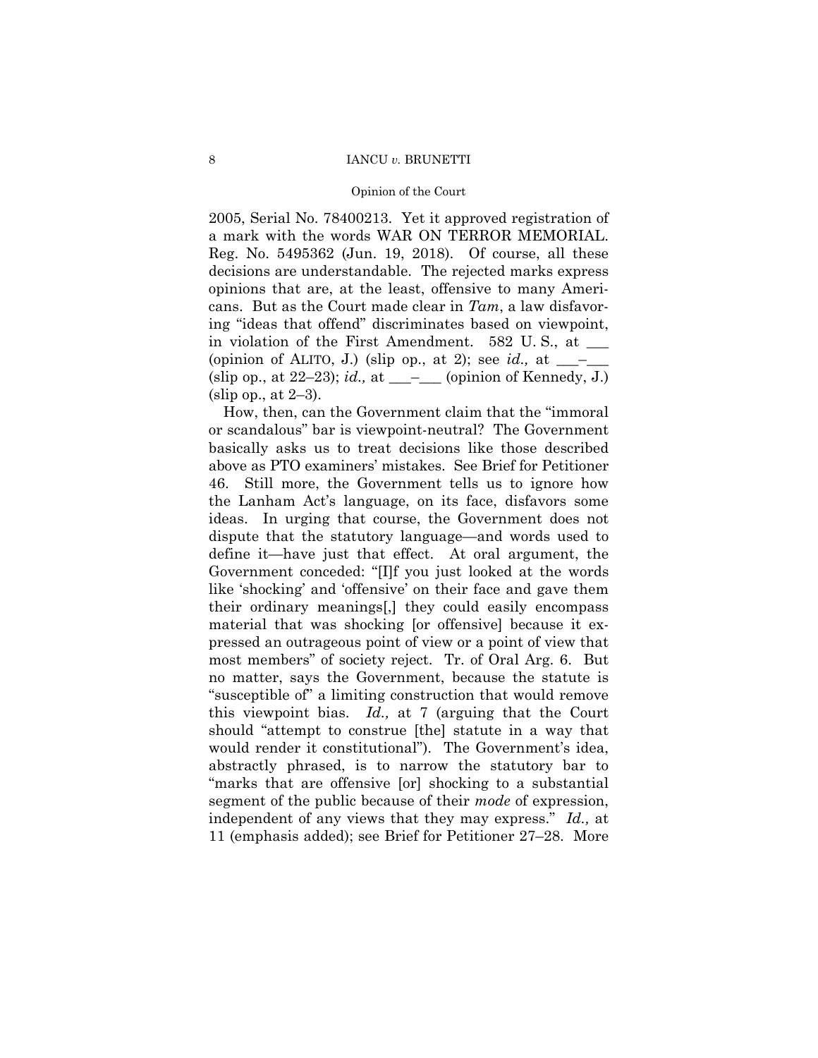2005, Serial No. 78400213. Yet it approved registration of a mark with the words WAR ON TERROR MEMORIAL. Reg. No. 5495362 (Jun. 19, 2018). Of course, all these decisions are understandable. The rejected marks express opinions that are, at the least, offensive to many Americans. But as the Court made clear in *Tam*, a law disfavoring "ideas that offend" discriminates based on viewpoint, in violation of the First Amendment. 582 U. S., at ___ (opinion of ALITO, J.) (slip op., at 2); see *id.,* at ___–___ (slip op., at 22–23); *id.,* at ___–___ (opinion of Kennedy, J.) (slip op., at 2–3).

How, then, can the Government claim that the "immoral or scandalous" bar is viewpoint-neutral? The Government basically asks us to treat decisions like those described above as PTO examiners' mistakes. See Brief for Petitioner 46. Still more, the Government tells us to ignore how the Lanham Act's language, on its face, disfavors some ideas. In urging that course, the Government does not dispute that the statutory language—and words used to define it—have just that effect. At oral argument, the Government conceded: "[I]f you just looked at the words like 'shocking' and 'offensive' on their face and gave them their ordinary meanings[,] they could easily encompass material that was shocking [or offensive] because it expressed an outrageous point of view or a point of view that most members" of society reject. Tr. of Oral Arg. 6. But no matter, says the Government, because the statute is "susceptible of" a limiting construction that would remove this viewpoint bias. *Id.,* at 7 (arguing that the Court should "attempt to construe [the] statute in a way that would render it constitutional"). The Government's idea, abstractly phrased, is to narrow the statutory bar to "marks that are offensive [or] shocking to a substantial segment of the public because of their *mode* of expression, independent of any views that they may express." *Id.,* at 11 (emphasis added); see Brief for Petitioner 27–28. More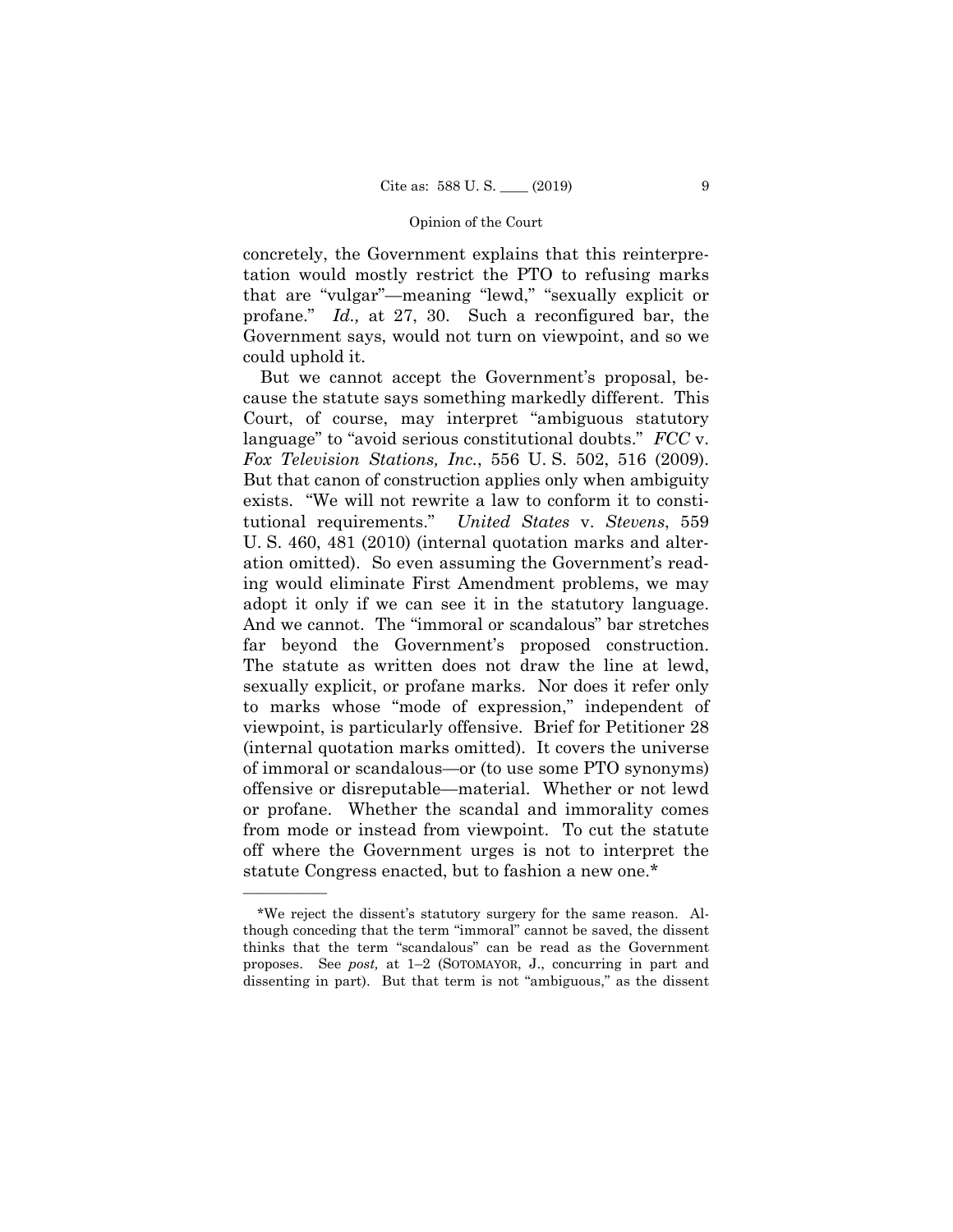concretely, the Government explains that this reinterpretation would mostly restrict the PTO to refusing marks that are "vulgar"—meaning "lewd," "sexually explicit or profane." *Id.,* at 27, 30. Such a reconfigured bar, the Government says, would not turn on viewpoint, and so we could uphold it.

But we cannot accept the Government's proposal, because the statute says something markedly different. This Court, of course, may interpret "ambiguous statutory language" to "avoid serious constitutional doubts." *FCC* v. *Fox Television Stations, Inc.*, 556 U. S. 502, 516 (2009). But that canon of construction applies only when ambiguity exists. "We will not rewrite a law to conform it to constitutional requirements." *United States* v. *Stevens*, 559 U. S. 460, 481 (2010) (internal quotation marks and alteration omitted). So even assuming the Government's reading would eliminate First Amendment problems, we may adopt it only if we can see it in the statutory language. And we cannot. The "immoral or scandalous" bar stretches far beyond the Government's proposed construction. The statute as written does not draw the line at lewd, sexually explicit, or profane marks. Nor does it refer only to marks whose "mode of expression," independent of viewpoint, is particularly offensive. Brief for Petitioner 28 (internal quotation marks omitted). It covers the universe of immoral or scandalous—or (to use some PTO synonyms) offensive or disreputable—material. Whether or not lewd or profane. Whether the scandal and immorality comes from mode or instead from viewpoint. To cut the statute off where the Government urges is not to interpret the statute Congress enacted, but to fashion a new one.*

---

*We reject the dissent's statutory surgery for the same reason. Although conceding that the term "immoral" cannot be saved, the dissent thinks that the term "scandalous" can be read as the Government proposes. See *post,* at 1–2 (SOTOMAYOR, J., concurring in part and dissenting in part). But that term is not "ambiguous," as the dissent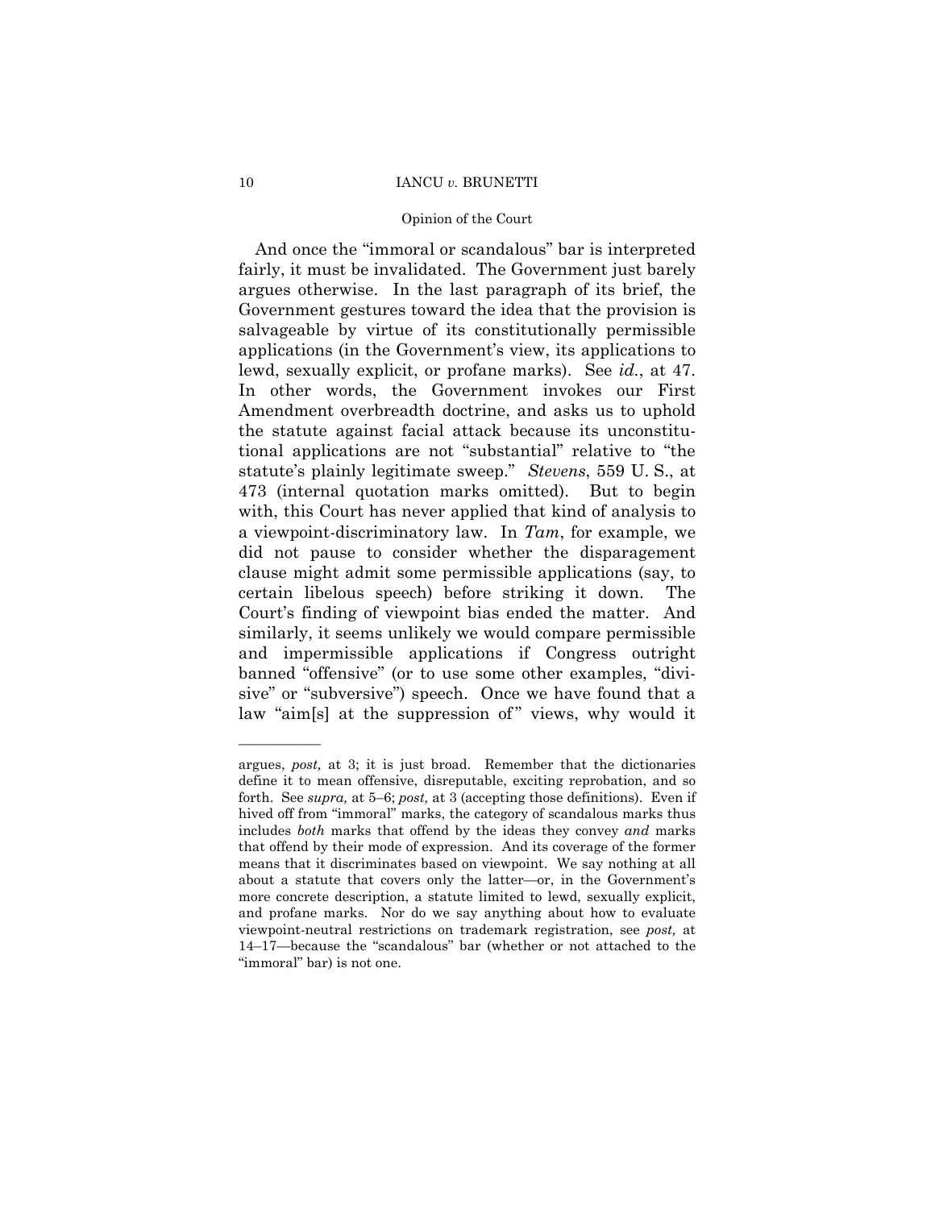And once the "immoral or scandalous" bar is interpreted fairly, it must be invalidated. The Government just barely argues otherwise. In the last paragraph of its brief, the Government gestures toward the idea that the provision is salvageable by virtue of its constitutionally permissible applications (in the Government's view, its applications to lewd, sexually explicit, or profane marks). See *id.*, at 47. In other words, the Government invokes our First Amendment overbreadth doctrine, and asks us to uphold the statute against facial attack because its unconstitutional applications are not "substantial" relative to "the statute's plainly legitimate sweep." *Stevens*, 559 U. S., at 473 (internal quotation marks omitted). But to begin with, this Court has never applied that kind of analysis to a viewpoint-discriminatory law. In *Tam*, for example, we did not pause to consider whether the disparagement clause might admit some permissible applications (say, to certain libelous speech) before striking it down. The Court's finding of viewpoint bias ended the matter. And similarly, it seems unlikely we would compare permissible and impermissible applications if Congress outright banned "offensive" (or to use some other examples, "divisive" or "subversive") speech. Once we have found that a law "aim[s] at the suppression of" views, why would it

---

argues, *post,* at 3; it is just broad. Remember that the dictionaries define it to mean offensive, disreputable, exciting reprobation, and so forth. See *supra,* at 5–6; *post,* at 3 (accepting those definitions). Even if hived off from "immoral" marks, the category of scandalous marks thus includes *both* marks that offend by the ideas they convey *and* marks that offend by their mode of expression. And its coverage of the former means that it discriminates based on viewpoint. We say nothing at all about a statute that covers only the latter—or, in the Government's more concrete description, a statute limited to lewd, sexually explicit, and profane marks. Nor do we say anything about how to evaluate viewpoint-neutral restrictions on trademark registration, see *post,* at 14–17—because the "scandalous" bar (whether or not attached to the "immoral" bar) is not one.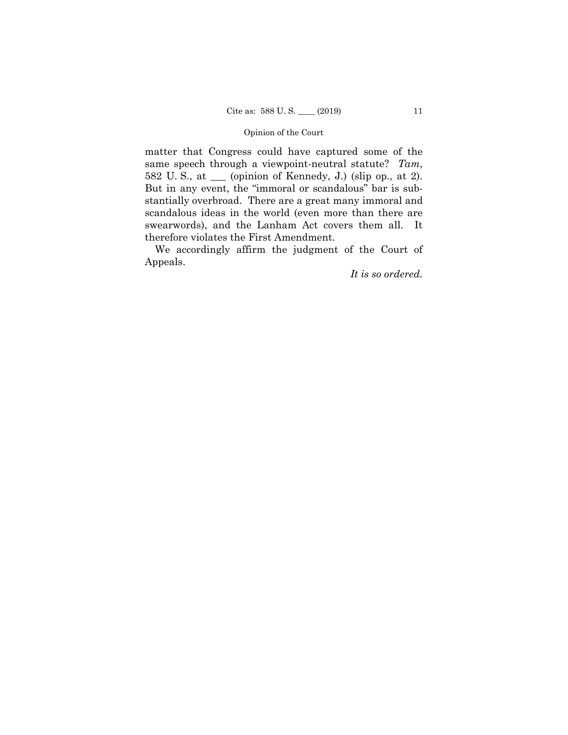matter that Congress could have captured some of the same speech through a viewpoint-neutral statute? *Tam*, 582 U. S., at ___ (opinion of Kennedy, J.) (slip op., at 2). But in any event, the "immoral or scandalous" bar is substantially overbroad. There are a great many immoral and scandalous ideas in the world (even more than there are swearwords), and the Lanham Act covers them all. It therefore violates the First Amendment.

We accordingly affirm the judgment of the Court of Appeals.

*It is so ordered.*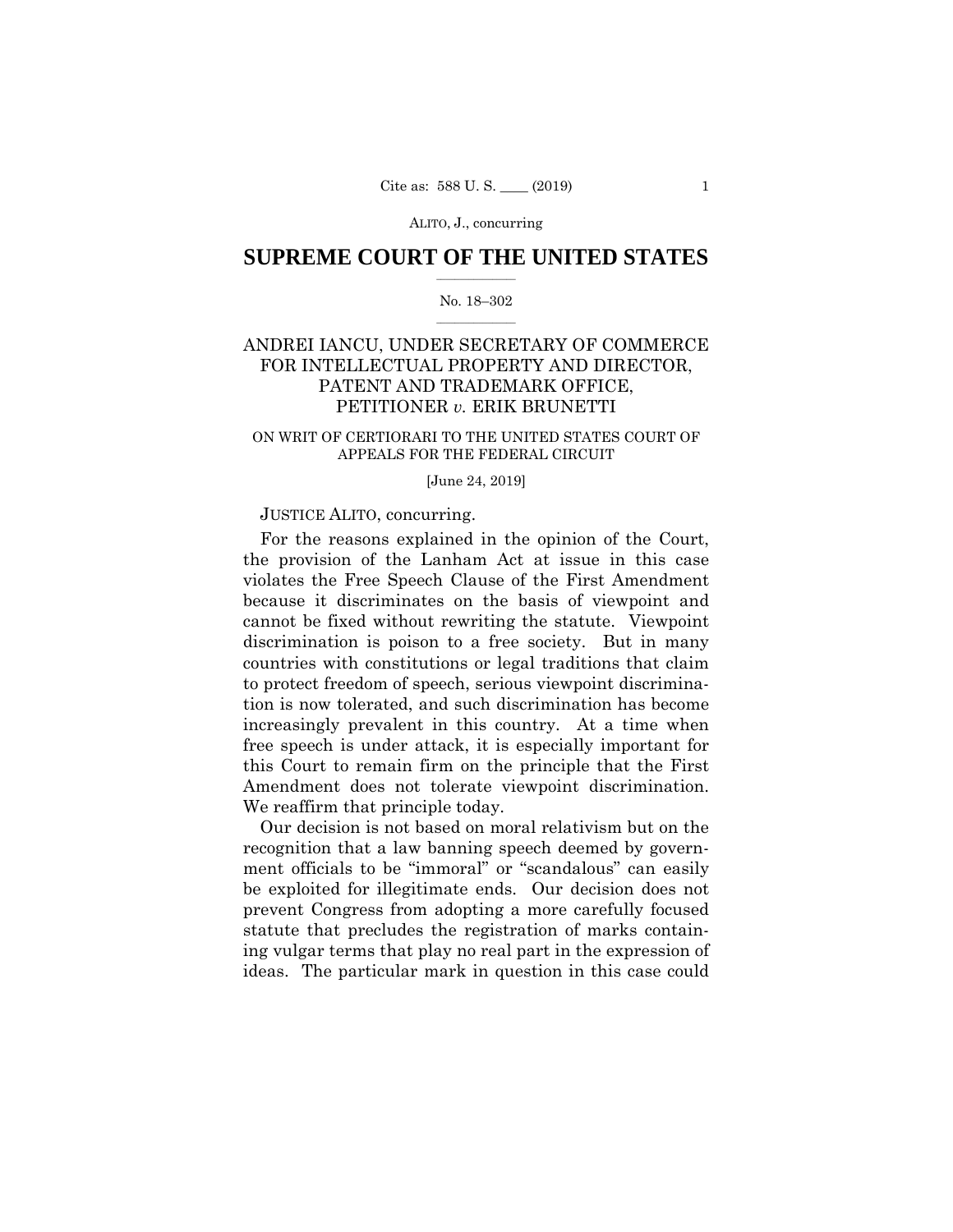# SUPREME COURT OF THE UNITED STATES

No. 18–302

ANDREI IANCU, UNDER SECRETARY OF COMMERCE FOR INTELLECTUAL PROPERTY AND DIRECTOR, PATENT AND TRADEMARK OFFICE, PETITIONER *v.* ERIK BRUNETTI

ON WRIT OF CERTIORARI TO THE UNITED STATES COURT OF APPEALS FOR THE FEDERAL CIRCUIT

[June 24, 2019]

JUSTICE ALITO, concurring.

For the reasons explained in the opinion of the Court, the provision of the Lanham Act at issue in this case violates the Free Speech Clause of the First Amendment because it discriminates on the basis of viewpoint and cannot be fixed without rewriting the statute. Viewpoint discrimination is poison to a free society. But in many countries with constitutions or legal traditions that claim to protect freedom of speech, serious viewpoint discrimination is now tolerated, and such discrimination has become increasingly prevalent in this country. At a time when free speech is under attack, it is especially important for this Court to remain firm on the principle that the First Amendment does not tolerate viewpoint discrimination. We reaffirm that principle today.

Our decision is not based on moral relativism but on the recognition that a law banning speech deemed by government officials to be "immoral" or "scandalous" can easily be exploited for illegitimate ends. Our decision does not prevent Congress from adopting a more carefully focused statute that precludes the registration of marks containing vulgar terms that play no real part in the expression of ideas. The particular mark in question in this case could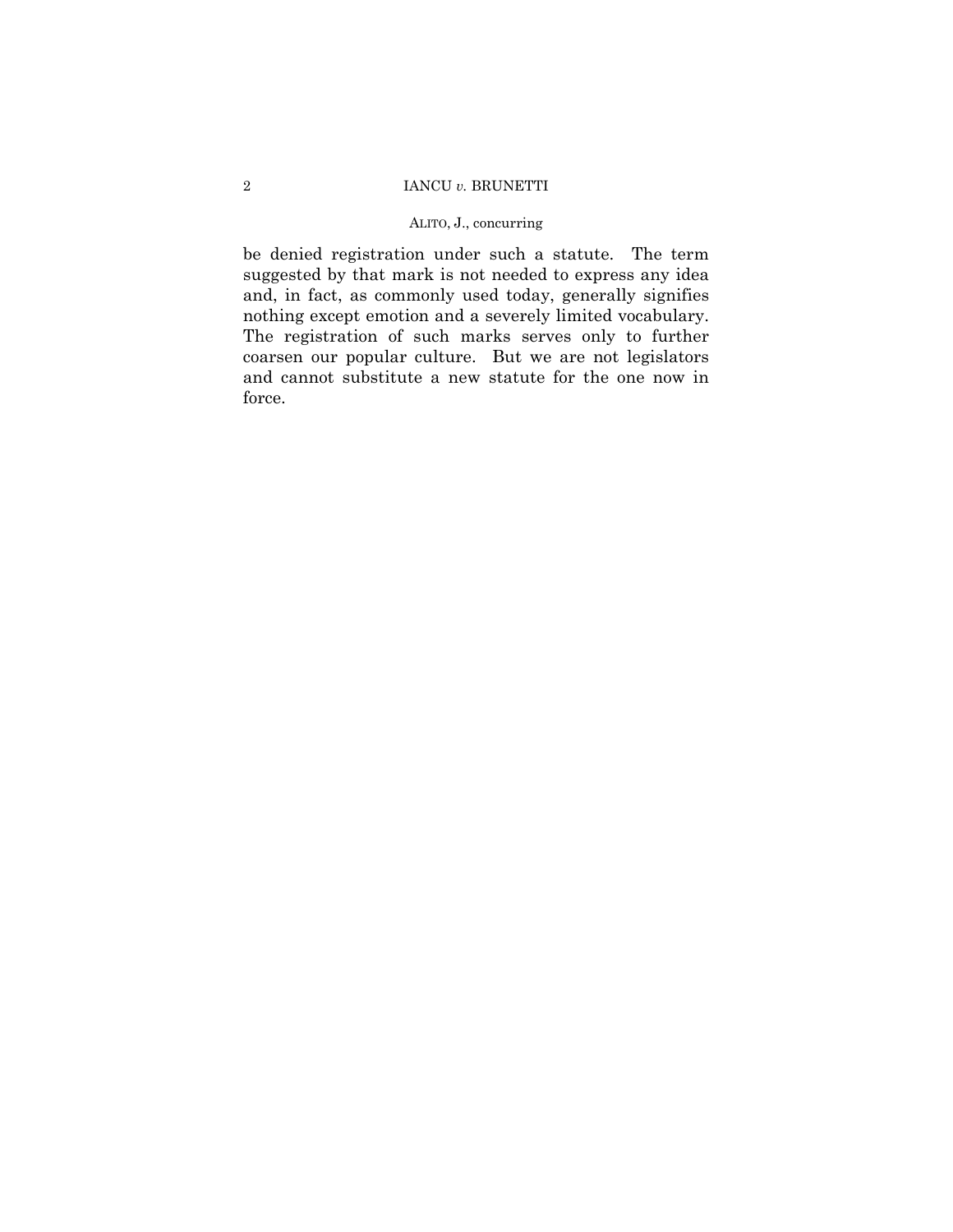be denied registration under such a statute. The term suggested by that mark is not needed to express any idea and, in fact, as commonly used today, generally signifies nothing except emotion and a severely limited vocabulary. The registration of such marks serves only to further coarsen our popular culture. But we are not legislators and cannot substitute a new statute for the one now in force.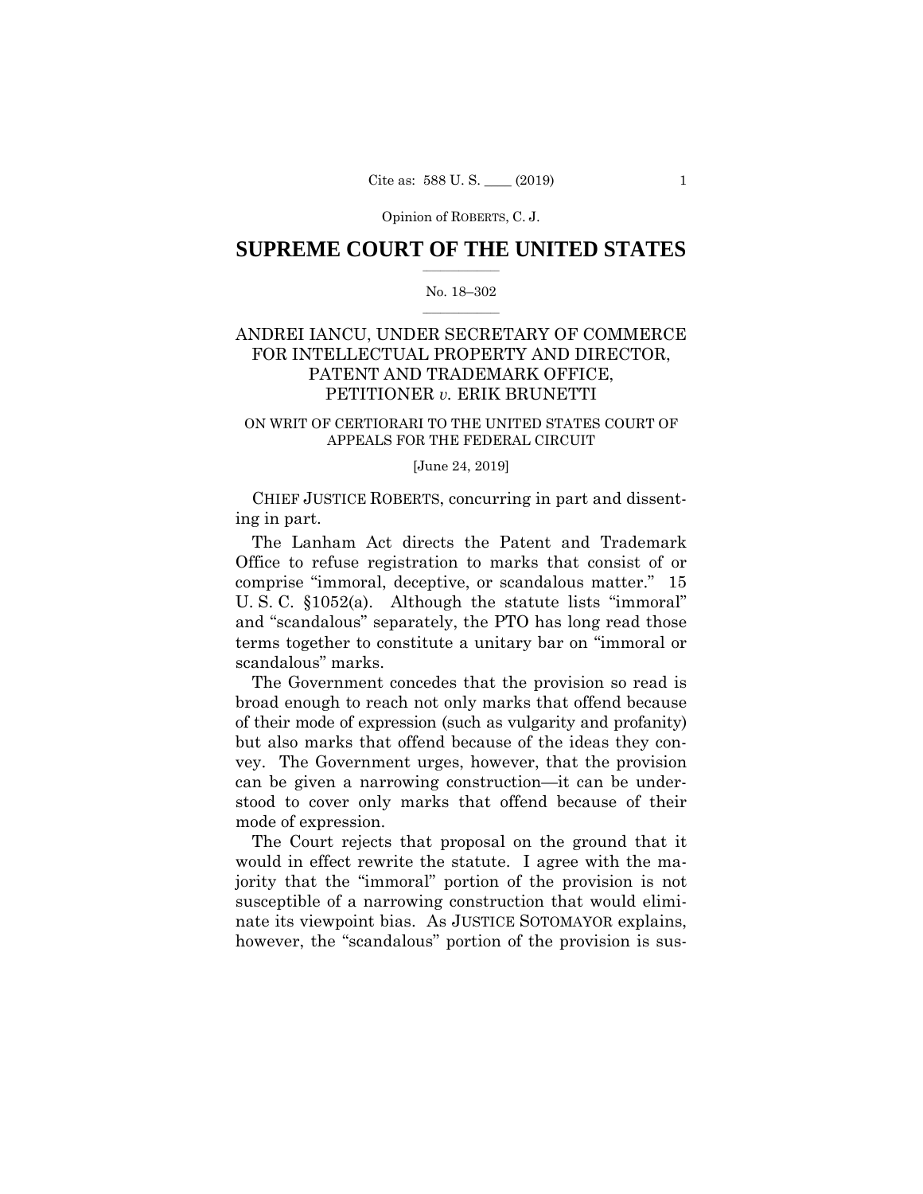Opinion of ROBERTS, C. J.

# SUPREME COURT OF THE UNITED STATES

No. 18–302

## ANDREI IANCU, UNDER SECRETARY OF COMMERCE FOR INTELLECTUAL PROPERTY AND DIRECTOR, PATENT AND TRADEMARK OFFICE, PETITIONER *v.* ERIK BRUNETTI

ON WRIT OF CERTIORARI TO THE UNITED STATES COURT OF APPEALS FOR THE FEDERAL CIRCUIT

[June 24, 2019]

CHIEF JUSTICE ROBERTS, concurring in part and dissenting in part.

The Lanham Act directs the Patent and Trademark Office to refuse registration to marks that consist of or comprise "immoral, deceptive, or scandalous matter." 15 U. S. C. §1052(a). Although the statute lists "immoral" and "scandalous" separately, the PTO has long read those terms together to constitute a unitary bar on "immoral or scandalous" marks.

The Government concedes that the provision so read is broad enough to reach not only marks that offend because of their mode of expression (such as vulgarity and profanity) but also marks that offend because of the ideas they convey. The Government urges, however, that the provision can be given a narrowing construction—it can be understood to cover only marks that offend because of their mode of expression.

The Court rejects that proposal on the ground that it would in effect rewrite the statute. I agree with the majority that the "immoral" portion of the provision is not susceptible of a narrowing construction that would eliminate its viewpoint bias. As JUSTICE SOTOMAYOR explains, however, the "scandalous" portion of the provision is sus-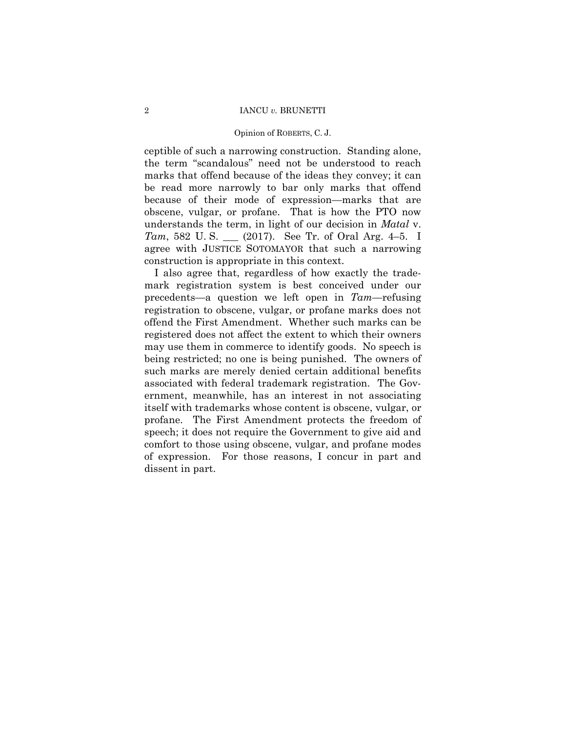ceptible of such a narrowing construction. Standing alone, the term "scandalous" need not be understood to reach marks that offend because of the ideas they convey; it can be read more narrowly to bar only marks that offend because of their mode of expression—marks that are obscene, vulgar, or profane. That is how the PTO now understands the term, in light of our decision in *Matal* v. *Tam*, 582 U. S. ___ (2017). See Tr. of Oral Arg. 4–5. I agree with JUSTICE SOTOMAYOR that such a narrowing construction is appropriate in this context.

I also agree that, regardless of how exactly the trademark registration system is best conceived under our precedents—a question we left open in *Tam*—refusing registration to obscene, vulgar, or profane marks does not offend the First Amendment. Whether such marks can be registered does not affect the extent to which their owners may use them in commerce to identify goods. No speech is being restricted; no one is being punished. The owners of such marks are merely denied certain additional benefits associated with federal trademark registration. The Government, meanwhile, has an interest in not associating itself with trademarks whose content is obscene, vulgar, or profane. The First Amendment protects the freedom of speech; it does not require the Government to give aid and comfort to those using obscene, vulgar, and profane modes of expression. For those reasons, I concur in part and dissent in part.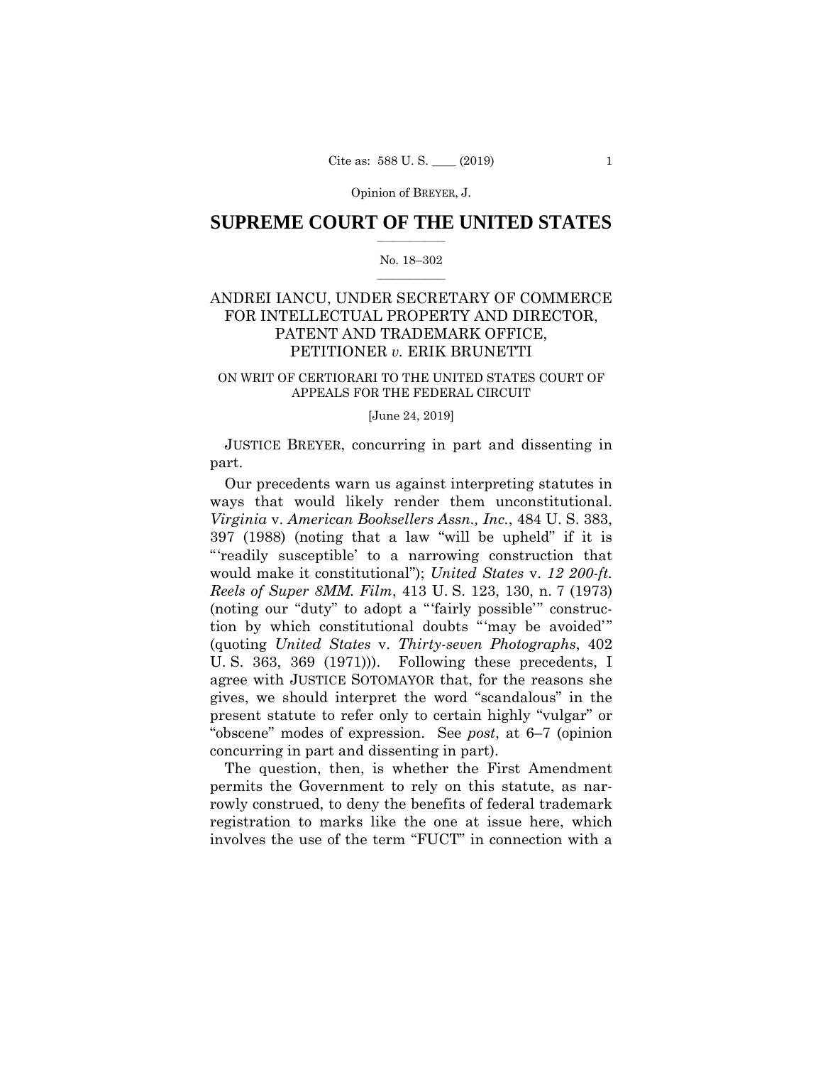SUPREME COURT OF THE UNITED STATES

No. 18–302

ANDREI IANCU, UNDER SECRETARY OF COMMERCE FOR INTELLECTUAL PROPERTY AND DIRECTOR, PATENT AND TRADEMARK OFFICE, PETITIONER *v.* ERIK BRUNETTI

ON WRIT OF CERTIORARI TO THE UNITED STATES COURT OF APPEALS FOR THE FEDERAL CIRCUIT

[June 24, 2019]

JUSTICE BREYER, concurring in part and dissenting in part.

Our precedents warn us against interpreting statutes in ways that would likely render them unconstitutional. *Virginia* v. *American Booksellers Assn., Inc.*, 484 U. S. 383, 397 (1988) (noting that a law "will be upheld" if it is "'readily susceptible' to a narrowing construction that would make it constitutional"); *United States* v. *12 200-ft. Reels of Super 8MM. Film*, 413 U. S. 123, 130, n. 7 (1973) (noting our "duty" to adopt a "'fairly possible'" construction by which constitutional doubts "'may be avoided'" (quoting *United States* v. *Thirty-seven Photographs*, 402 U. S. 363, 369 (1971))). Following these precedents, I agree with JUSTICE SOTOMAYOR that, for the reasons she gives, we should interpret the word "scandalous" in the present statute to refer only to certain highly "vulgar" or "obscene" modes of expression. See *post*, at 6–7 (opinion concurring in part and dissenting in part).

The question, then, is whether the First Amendment permits the Government to rely on this statute, as narrowly construed, to deny the benefits of federal trademark registration to marks like the one at issue here, which involves the use of the term "FUCT" in connection with a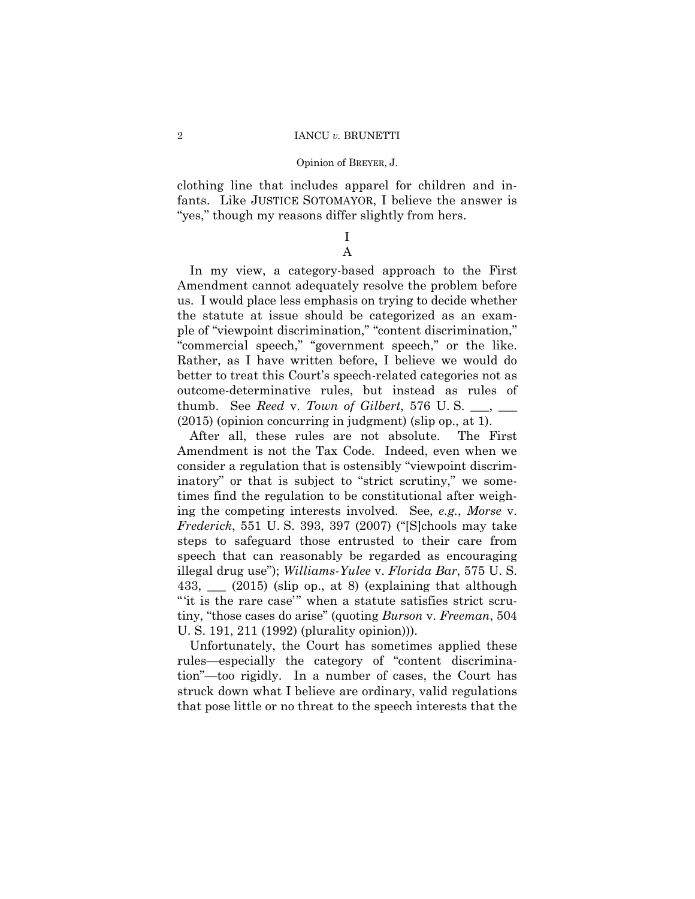clothing line that includes apparel for children and infants. Like JUSTICE SOTOMAYOR, I believe the answer is "yes," though my reasons differ slightly from hers.

# I

## A

In my view, a category-based approach to the First Amendment cannot adequately resolve the problem before us. I would place less emphasis on trying to decide whether the statute at issue should be categorized as an example of "viewpoint discrimination," "content discrimination," "commercial speech," "government speech," or the like. Rather, as I have written before, I believe we would do better to treat this Court's speech-related categories not as outcome-determinative rules, but instead as rules of thumb. See *Reed* v. *Town of Gilbert*, 576 U. S. ___, ___ (2015) (opinion concurring in judgment) (slip op., at 1).

After all, these rules are not absolute. The First Amendment is not the Tax Code. Indeed, even when we consider a regulation that is ostensibly "viewpoint discriminatory" or that is subject to "strict scrutiny," we sometimes find the regulation to be constitutional after weighing the competing interests involved. See, *e.g.*, *Morse* v. *Frederick*, 551 U. S. 393, 397 (2007) ("[S]chools may take steps to safeguard those entrusted to their care from speech that can reasonably be regarded as encouraging illegal drug use"); *Williams-Yulee* v. *Florida Bar*, 575 U. S. 433, ___ (2015) (slip op., at 8) (explaining that although "'it is the rare case'" when a statute satisfies strict scrutiny, "those cases do arise" (quoting *Burson* v. *Freeman*, 504 U. S. 191, 211 (1992) (plurality opinion))).

Unfortunately, the Court has sometimes applied these rules—especially the category of "content discrimination"—too rigidly. In a number of cases, the Court has struck down what I believe are ordinary, valid regulations that pose little or no threat to the speech interests that the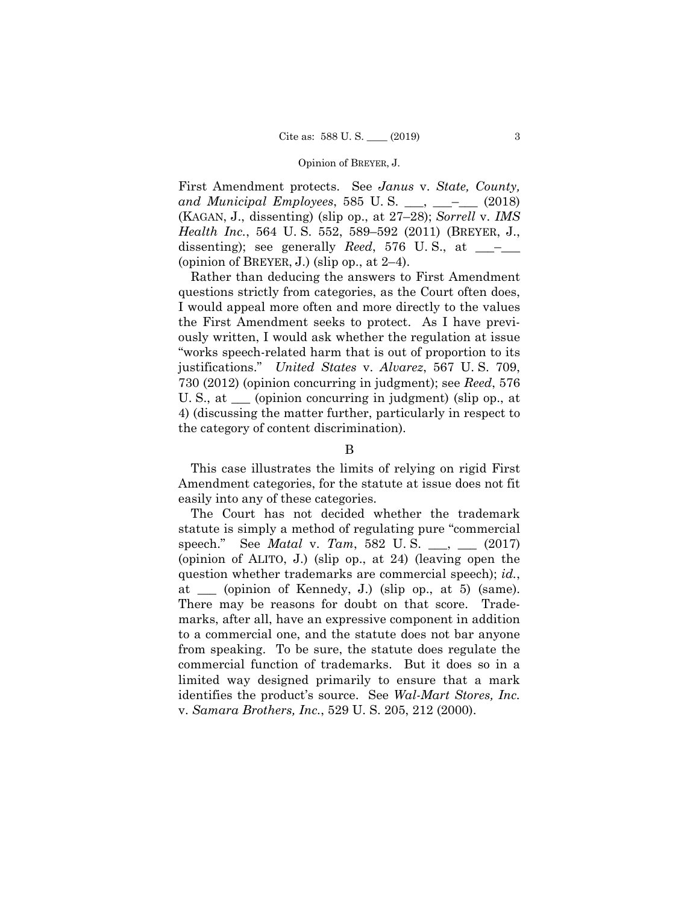First Amendment protects. See *Janus* v. *State, County, and Municipal Employees*, 585 U. S. ___, ___–___ (2018) (KAGAN, J., dissenting) (slip op., at 27–28); *Sorrell* v. *IMS Health Inc.*, 564 U. S. 552, 589–592 (2011) (BREYER, J., dissenting); see generally *Reed*, 576 U. S., at ___–___ (opinion of BREYER, J.) (slip op., at 2–4).

Rather than deducing the answers to First Amendment questions strictly from categories, as the Court often does, I would appeal more often and more directly to the values the First Amendment seeks to protect. As I have previously written, I would ask whether the regulation at issue "works speech-related harm that is out of proportion to its justifications." *United States* v. *Alvarez*, 567 U. S. 709, 730 (2012) (opinion concurring in judgment); see *Reed*, 576 U. S., at ___ (opinion concurring in judgment) (slip op., at 4) (discussing the matter further, particularly in respect to the category of content discrimination).

B

This case illustrates the limits of relying on rigid First Amendment categories, for the statute at issue does not fit easily into any of these categories.

The Court has not decided whether the trademark statute is simply a method of regulating pure "commercial speech." See *Matal* v. *Tam*, 582 U. S. ___, ___ (2017) (opinion of ALITO, J.) (slip op., at 24) (leaving open the question whether trademarks are commercial speech); *id.*, at ___ (opinion of Kennedy, J.) (slip op., at 5) (same). There may be reasons for doubt on that score. Trademarks, after all, have an expressive component in addition to a commercial one, and the statute does not bar anyone from speaking. To be sure, the statute does regulate the commercial function of trademarks. But it does so in a limited way designed primarily to ensure that a mark identifies the product's source. See *Wal-Mart Stores, Inc.* v. *Samara Brothers, Inc.*, 529 U. S. 205, 212 (2000).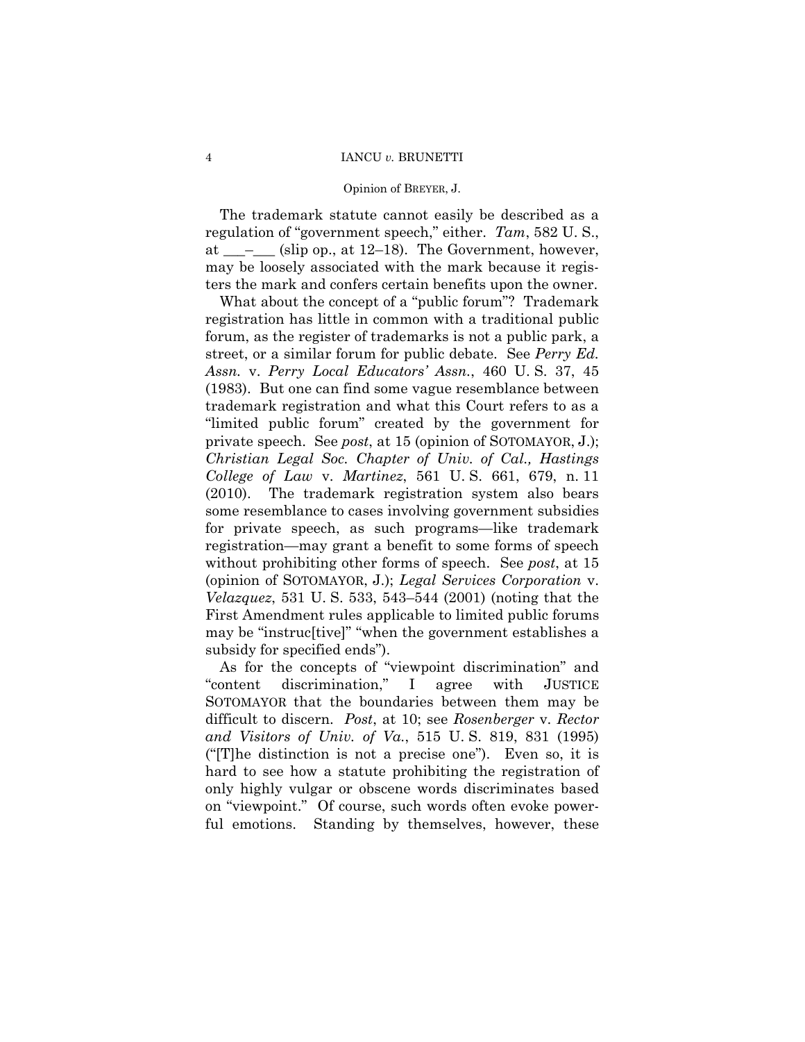The trademark statute cannot easily be described as a regulation of "government speech," either. *Tam*, 582 U. S., at \_\_\_–\_\_\_ (slip op., at 12–18). The Government, however, may be loosely associated with the mark because it registers the mark and confers certain benefits upon the owner.

What about the concept of a "public forum"? Trademark registration has little in common with a traditional public forum, as the register of trademarks is not a public park, a street, or a similar forum for public debate. See *Perry Ed. Assn.* v. *Perry Local Educators' Assn.*, 460 U. S. 37, 45 (1983). But one can find some vague resemblance between trademark registration and what this Court refers to as a "limited public forum" created by the government for private speech. See *post*, at 15 (opinion of SOTOMAYOR, J.); *Christian Legal Soc. Chapter of Univ. of Cal., Hastings College of Law* v. *Martinez*, 561 U. S. 661, 679, n. 11 (2010). The trademark registration system also bears some resemblance to cases involving government subsidies for private speech, as such programs—like trademark registration—may grant a benefit to some forms of speech without prohibiting other forms of speech. See *post*, at 15 (opinion of SOTOMAYOR, J.); *Legal Services Corporation* v. *Velazquez*, 531 U. S. 533, 543–544 (2001) (noting that the First Amendment rules applicable to limited public forums may be "instruc[tive]" "when the government establishes a subsidy for specified ends").

As for the concepts of "viewpoint discrimination" and "content discrimination," I agree with JUSTICE SOTOMAYOR that the boundaries between them may be difficult to discern. *Post*, at 10; see *Rosenberger* v. *Rector and Visitors of Univ. of Va.*, 515 U. S. 819, 831 (1995) ("[T]he distinction is not a precise one"). Even so, it is hard to see how a statute prohibiting the registration of only highly vulgar or obscene words discriminates based on "viewpoint." Of course, such words often evoke powerful emotions. Standing by themselves, however, these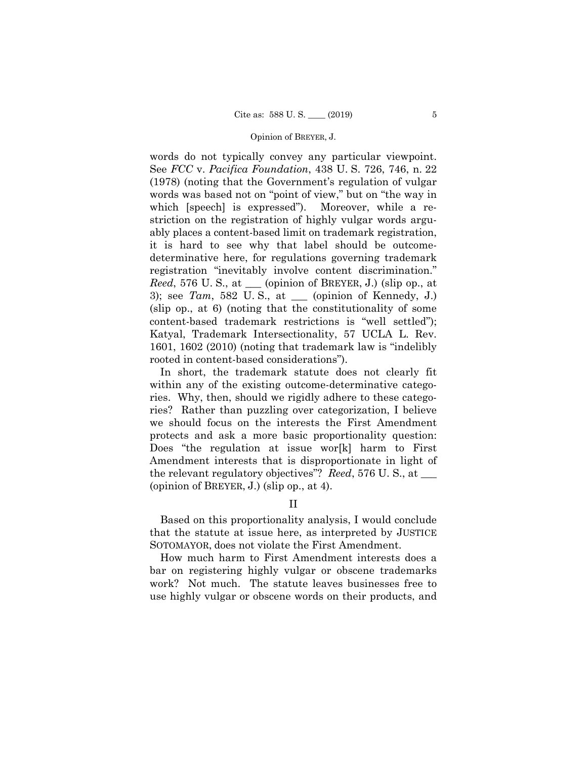words do not typically convey any particular viewpoint. See *FCC* v. *Pacifica Foundation*, 438 U. S. 726, 746, n. 22 (1978) (noting that the Government's regulation of vulgar words was based not on "point of view," but on "the way in which [speech] is expressed"). Moreover, while a restriction on the registration of highly vulgar words arguably places a content-based limit on trademark registration, it is hard to see why that label should be outcome-determinative here, for regulations governing trademark registration "inevitably involve content discrimination." *Reed*, 576 U. S., at ___ (opinion of BREYER, J.) (slip op., at 3); see *Tam*, 582 U. S., at ___ (opinion of Kennedy, J.) (slip op., at 6) (noting that the constitutionality of some content-based trademark restrictions is "well settled"); Katyal, Trademark Intersectionality, 57 UCLA L. Rev. 1601, 1602 (2010) (noting that trademark law is "indelibly rooted in content-based considerations").

In short, the trademark statute does not clearly fit within any of the existing outcome-determinative categories. Why, then, should we rigidly adhere to these categories? Rather than puzzling over categorization, I believe we should focus on the interests the First Amendment protects and ask a more basic proportionality question: Does "the regulation at issue wor[k] harm to First Amendment interests that is disproportionate in light of the relevant regulatory objectives"? *Reed*, 576 U. S., at ___ (opinion of BREYER, J.) (slip op., at 4).

## II

Based on this proportionality analysis, I would conclude that the statute at issue here, as interpreted by JUSTICE SOTOMAYOR, does not violate the First Amendment.

How much harm to First Amendment interests does a bar on registering highly vulgar or obscene trademarks work? Not much. The statute leaves businesses free to use highly vulgar or obscene words on their products, and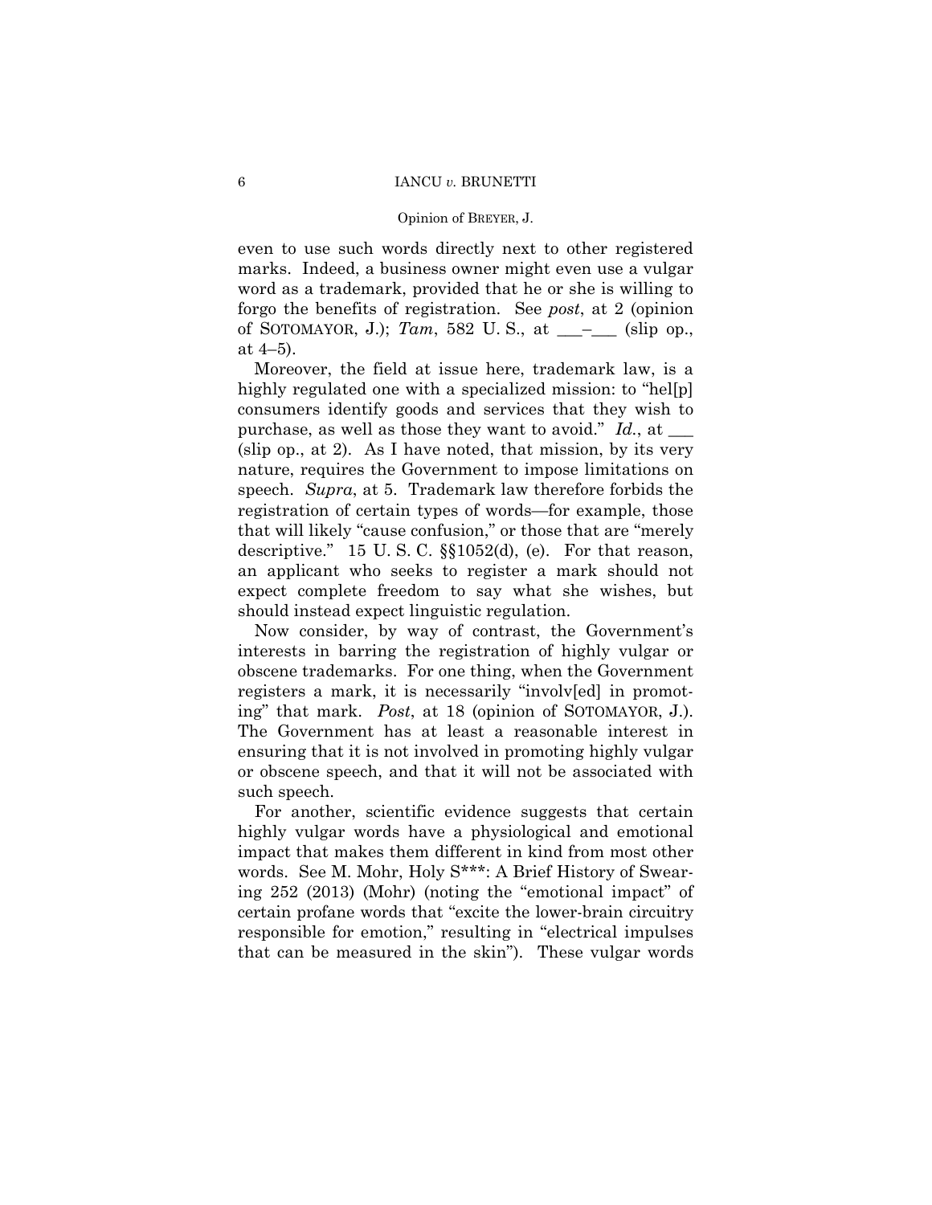even to use such words directly next to other registered marks. Indeed, a business owner might even use a vulgar word as a trademark, provided that he or she is willing to forgo the benefits of registration. See *post*, at 2 (opinion of SOTOMAYOR, J.); *Tam*, 582 U. S., at \_\_\_–\_\_\_ (slip op., at 4–5).

Moreover, the field at issue here, trademark law, is a highly regulated one with a specialized mission: to "hel[p] consumers identify goods and services that they wish to purchase, as well as those they want to avoid." *Id.*, at \_\_\_ (slip op., at 2). As I have noted, that mission, by its very nature, requires the Government to impose limitations on speech. *Supra*, at 5. Trademark law therefore forbids the registration of certain types of words—for example, those that will likely "cause confusion," or those that are "merely descriptive." 15 U. S. C. §§1052(d), (e). For that reason, an applicant who seeks to register a mark should not expect complete freedom to say what she wishes, but should instead expect linguistic regulation.

Now consider, by way of contrast, the Government's interests in barring the registration of highly vulgar or obscene trademarks. For one thing, when the Government registers a mark, it is necessarily "involv[ed] in promoting" that mark. *Post*, at 18 (opinion of SOTOMAYOR, J.). The Government has at least a reasonable interest in ensuring that it is not involved in promoting highly vulgar or obscene speech, and that it will not be associated with such speech.

For another, scientific evidence suggests that certain highly vulgar words have a physiological and emotional impact that makes them different in kind from most other words. See M. Mohr, Holy S***: A Brief History of Swearing 252 (2013) (Mohr) (noting the "emotional impact" of certain profane words that "excite the lower-brain circuitry responsible for emotion," resulting in "electrical impulses that can be measured in the skin"). These vulgar words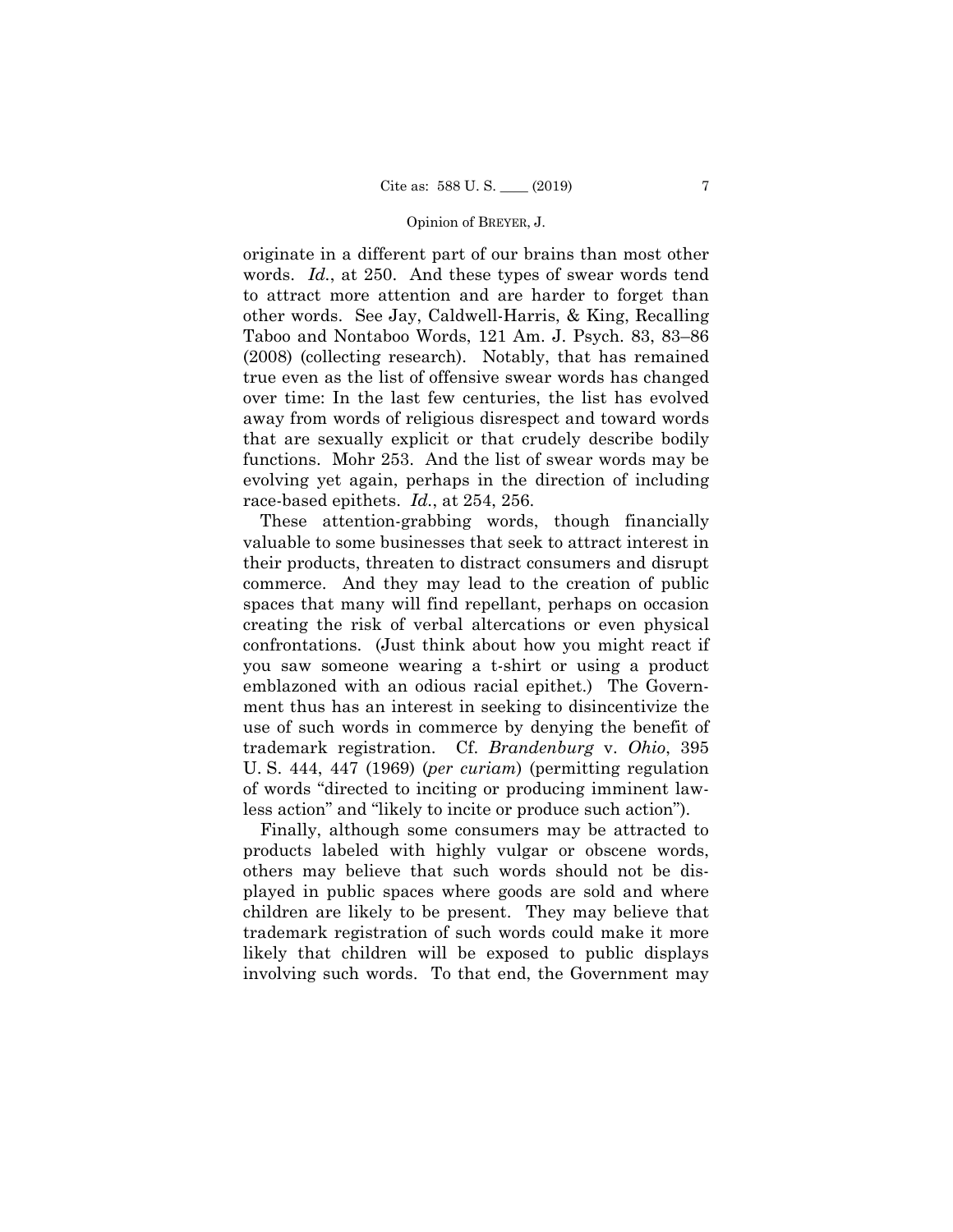originate in a different part of our brains than most other words. *Id.*, at 250. And these types of swear words tend to attract more attention and are harder to forget than other words. See Jay, Caldwell-Harris, & King, Recalling Taboo and Nontaboo Words, 121 Am. J. Psych. 83, 83–86 (2008) (collecting research). Notably, that has remained true even as the list of offensive swear words has changed over time: In the last few centuries, the list has evolved away from words of religious disrespect and toward words that are sexually explicit or that crudely describe bodily functions. Mohr 253. And the list of swear words may be evolving yet again, perhaps in the direction of including race-based epithets. *Id.*, at 254, 256.

These attention-grabbing words, though financially valuable to some businesses that seek to attract interest in their products, threaten to distract consumers and disrupt commerce. And they may lead to the creation of public spaces that many will find repellant, perhaps on occasion creating the risk of verbal altercations or even physical confrontations. (Just think about how you might react if you saw someone wearing a t-shirt or using a product emblazoned with an odious racial epithet.) The Government thus has an interest in seeking to disincentivize the use of such words in commerce by denying the benefit of trademark registration. Cf. *Brandenburg* v. *Ohio*, 395 U. S. 444, 447 (1969) (*per curiam*) (permitting regulation of words "directed to inciting or producing imminent lawless action" and "likely to incite or produce such action").

Finally, although some consumers may be attracted to products labeled with highly vulgar or obscene words, others may believe that such words should not be displayed in public spaces where goods are sold and where children are likely to be present. They may believe that trademark registration of such words could make it more likely that children will be exposed to public displays involving such words. To that end, the Government may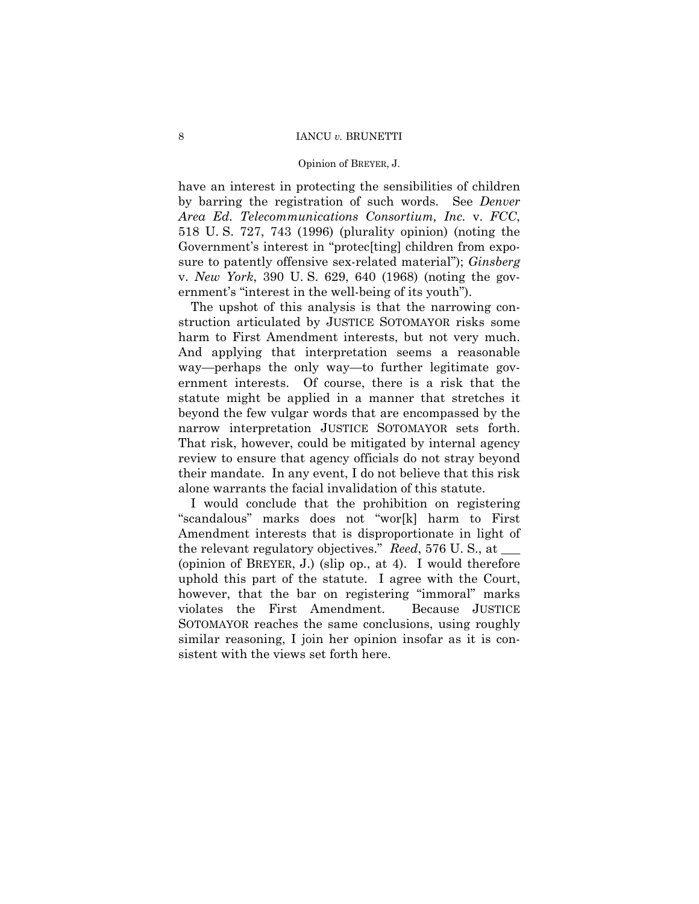have an interest in protecting the sensibilities of children by barring the registration of such words. See *Denver Area Ed. Telecommunications Consortium, Inc.* v. *FCC*, 518 U. S. 727, 743 (1996) (plurality opinion) (noting the Government's interest in "protec[ting] children from exposure to patently offensive sex-related material"); *Ginsberg* v. *New York*, 390 U. S. 629, 640 (1968) (noting the government's "interest in the well-being of its youth").

The upshot of this analysis is that the narrowing construction articulated by JUSTICE SOTOMAYOR risks some harm to First Amendment interests, but not very much. And applying that interpretation seems a reasonable way—perhaps the only way—to further legitimate government interests. Of course, there is a risk that the statute might be applied in a manner that stretches it beyond the few vulgar words that are encompassed by the narrow interpretation JUSTICE SOTOMAYOR sets forth. That risk, however, could be mitigated by internal agency review to ensure that agency officials do not stray beyond their mandate. In any event, I do not believe that this risk alone warrants the facial invalidation of this statute.

I would conclude that the prohibition on registering "scandalous" marks does not "wor[k] harm to First Amendment interests that is disproportionate in light of the relevant regulatory objectives." *Reed*, 576 U. S., at ___ (opinion of BREYER, J.) (slip op., at 4). I would therefore uphold this part of the statute. I agree with the Court, however, that the bar on registering "immoral" marks violates the First Amendment. Because JUSTICE SOTOMAYOR reaches the same conclusions, using roughly similar reasoning, I join her opinion insofar as it is consistent with the views set forth here.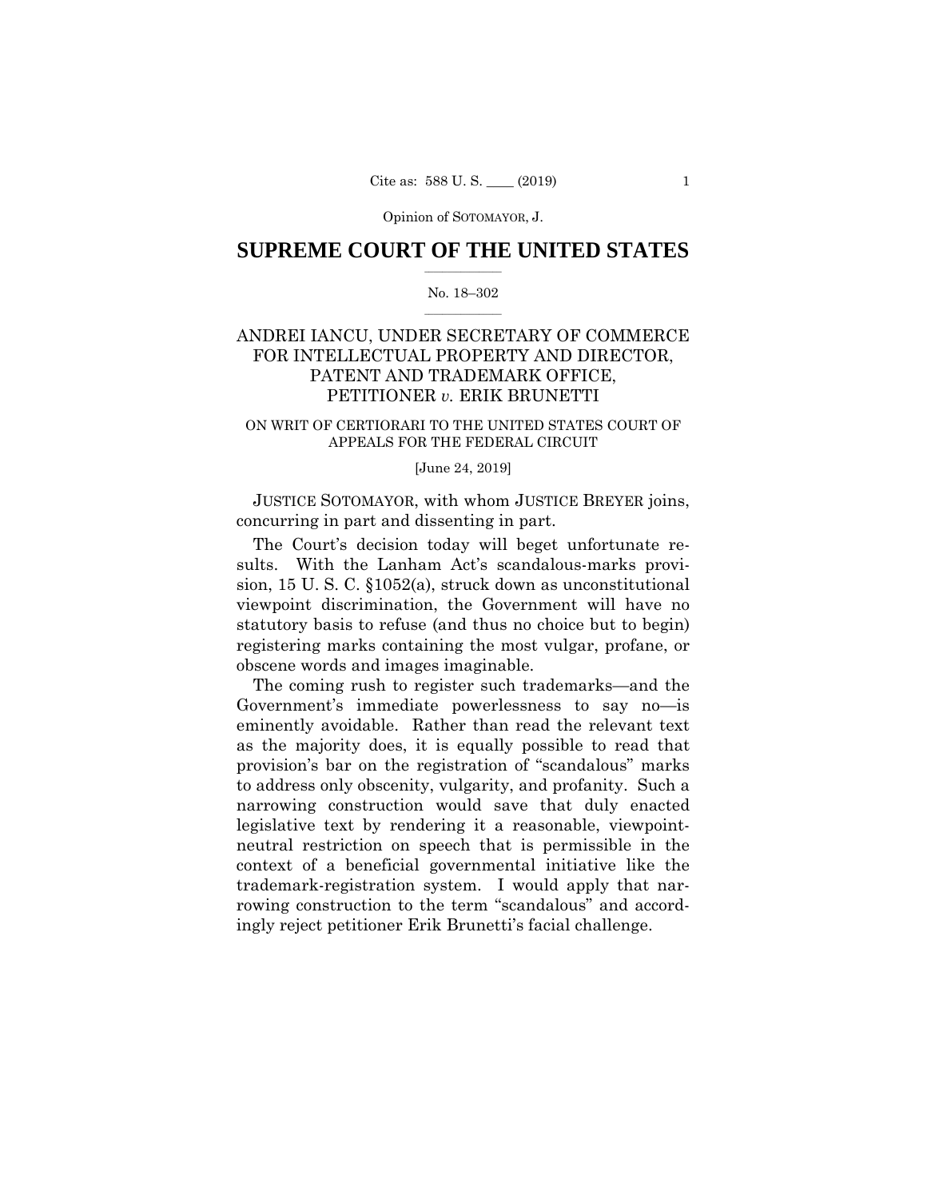**SUPREME COURT OF THE UNITED STATES**

No. 18–302

ANDREI IANCU, UNDER SECRETARY OF COMMERCE FOR INTELLECTUAL PROPERTY AND DIRECTOR, PATENT AND TRADEMARK OFFICE, PETITIONER *v.* ERIK BRUNETTI

ON WRIT OF CERTIORARI TO THE UNITED STATES COURT OF APPEALS FOR THE FEDERAL CIRCUIT

[June 24, 2019]

JUSTICE SOTOMAYOR, with whom JUSTICE BREYER joins, concurring in part and dissenting in part.

The Court's decision today will beget unfortunate results. With the Lanham Act's scandalous-marks provision, 15 U. S. C. §1052(a), struck down as unconstitutional viewpoint discrimination, the Government will have no statutory basis to refuse (and thus no choice but to begin) registering marks containing the most vulgar, profane, or obscene words and images imaginable.

The coming rush to register such trademarks—and the Government's immediate powerlessness to say no—is eminently avoidable. Rather than read the relevant text as the majority does, it is equally possible to read that provision's bar on the registration of "scandalous" marks to address only obscenity, vulgarity, and profanity. Such a narrowing construction would save that duly enacted legislative text by rendering it a reasonable, viewpoint-neutral restriction on speech that is permissible in the context of a beneficial governmental initiative like the trademark-registration system. I would apply that narrowing construction to the term "scandalous" and accordingly reject petitioner Erik Brunetti's facial challenge.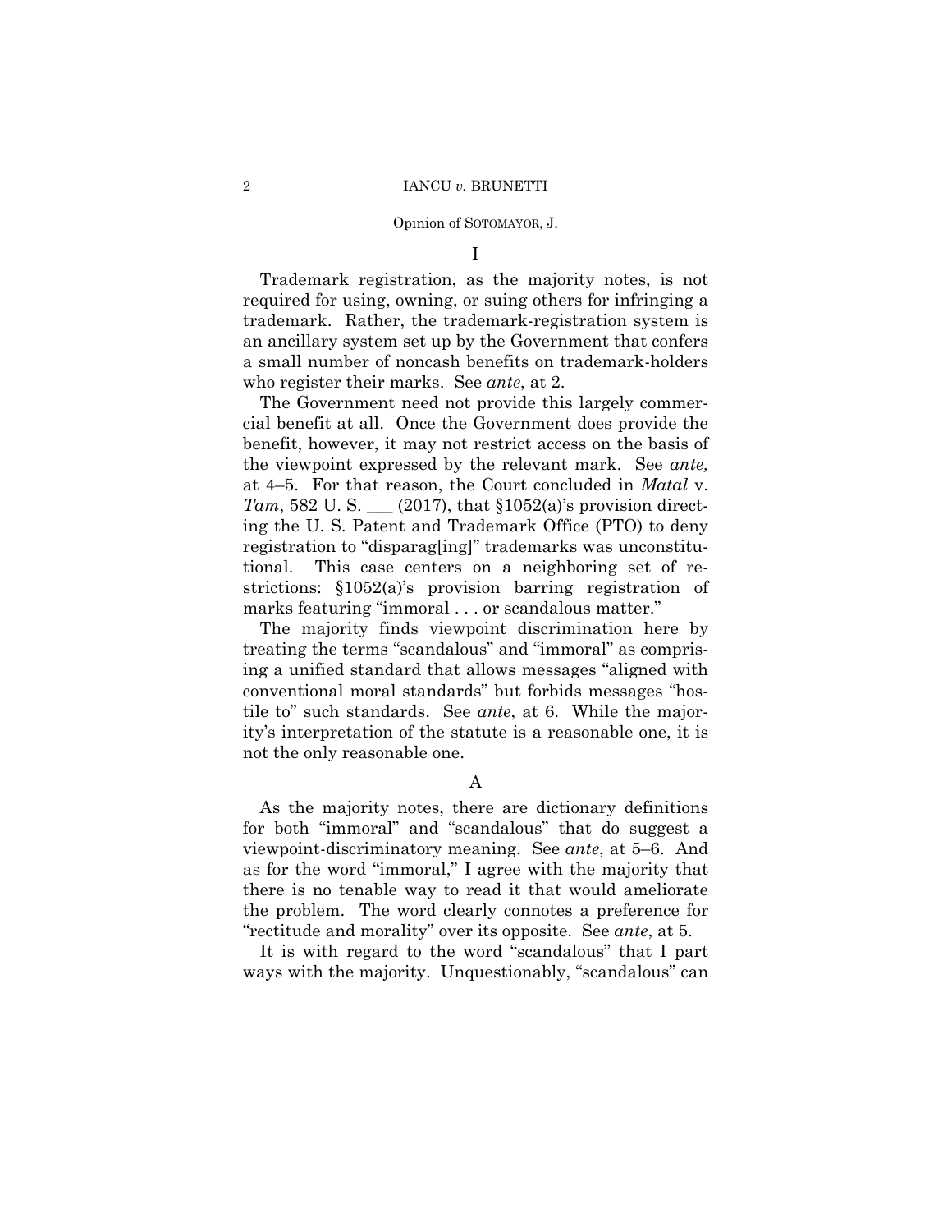Opinion of SOTOMAYOR, J.

I

Trademark registration, as the majority notes, is not required for using, owning, or suing others for infringing a trademark. Rather, the trademark-registration system is an ancillary system set up by the Government that confers a small number of noncash benefits on trademark-holders who register their marks. See *ante*, at 2.

The Government need not provide this largely commercial benefit at all. Once the Government does provide the benefit, however, it may not restrict access on the basis of the viewpoint expressed by the relevant mark. See *ante,* at 4–5. For that reason, the Court concluded in *Matal* v. *Tam*, 582 U. S. ___ (2017), that §1052(a)'s provision directing the U. S. Patent and Trademark Office (PTO) to deny registration to "disparag[ing]" trademarks was unconstitutional. This case centers on a neighboring set of restrictions: §1052(a)'s provision barring registration of marks featuring "immoral . . . or scandalous matter."

The majority finds viewpoint discrimination here by treating the terms "scandalous" and "immoral" as comprising a unified standard that allows messages "aligned with conventional moral standards" but forbids messages "hostile to" such standards. See *ante*, at 6. While the majority's interpretation of the statute is a reasonable one, it is not the only reasonable one.

A

As the majority notes, there are dictionary definitions for both "immoral" and "scandalous" that do suggest a viewpoint-discriminatory meaning. See *ante*, at 5–6. And as for the word "immoral," I agree with the majority that there is no tenable way to read it that would ameliorate the problem. The word clearly connotes a preference for "rectitude and morality" over its opposite. See *ante*, at 5.

It is with regard to the word "scandalous" that I part ways with the majority. Unquestionably, "scandalous" can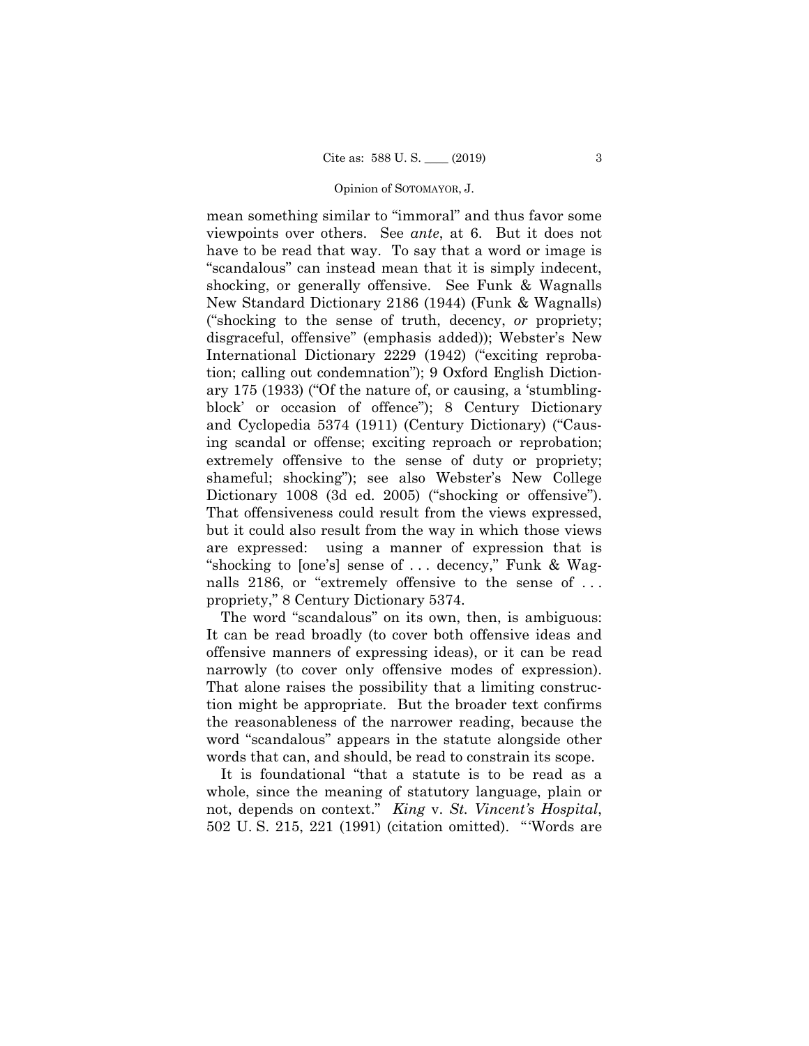mean something similar to "immoral" and thus favor some viewpoints over others. See *ante*, at 6. But it does not have to be read that way. To say that a word or image is "scandalous" can instead mean that it is simply indecent, shocking, or generally offensive. See Funk & Wagnalls New Standard Dictionary 2186 (1944) (Funk & Wagnalls) ("shocking to the sense of truth, decency, *or* propriety; disgraceful, offensive" (emphasis added)); Webster's New International Dictionary 2229 (1942) ("exciting reprobation; calling out condemnation"); 9 Oxford English Dictionary 175 (1933) ("Of the nature of, or causing, a 'stumbling-block' or occasion of offence"); 8 Century Dictionary and Cyclopedia 5374 (1911) (Century Dictionary) ("Causing scandal or offense; exciting reproach or reprobation; extremely offensive to the sense of duty or propriety; shameful; shocking"); see also Webster's New College Dictionary 1008 (3d ed. 2005) ("shocking or offensive"). That offensiveness could result from the views expressed, but it could also result from the way in which those views are expressed: using a manner of expression that is "shocking to [one's] sense of . . . decency," Funk & Wagnalls 2186, or "extremely offensive to the sense of . . . propriety," 8 Century Dictionary 5374.

The word "scandalous" on its own, then, is ambiguous: It can be read broadly (to cover both offensive ideas and offensive manners of expressing ideas), or it can be read narrowly (to cover only offensive modes of expression). That alone raises the possibility that a limiting construction might be appropriate. But the broader text confirms the reasonableness of the narrower reading, because the word "scandalous" appears in the statute alongside other words that can, and should, be read to constrain its scope.

It is foundational "that a statute is to be read as a whole, since the meaning of statutory language, plain or not, depends on context." *King* v. *St. Vincent's Hospital*, 502 U. S. 215, 221 (1991) (citation omitted). "'Words are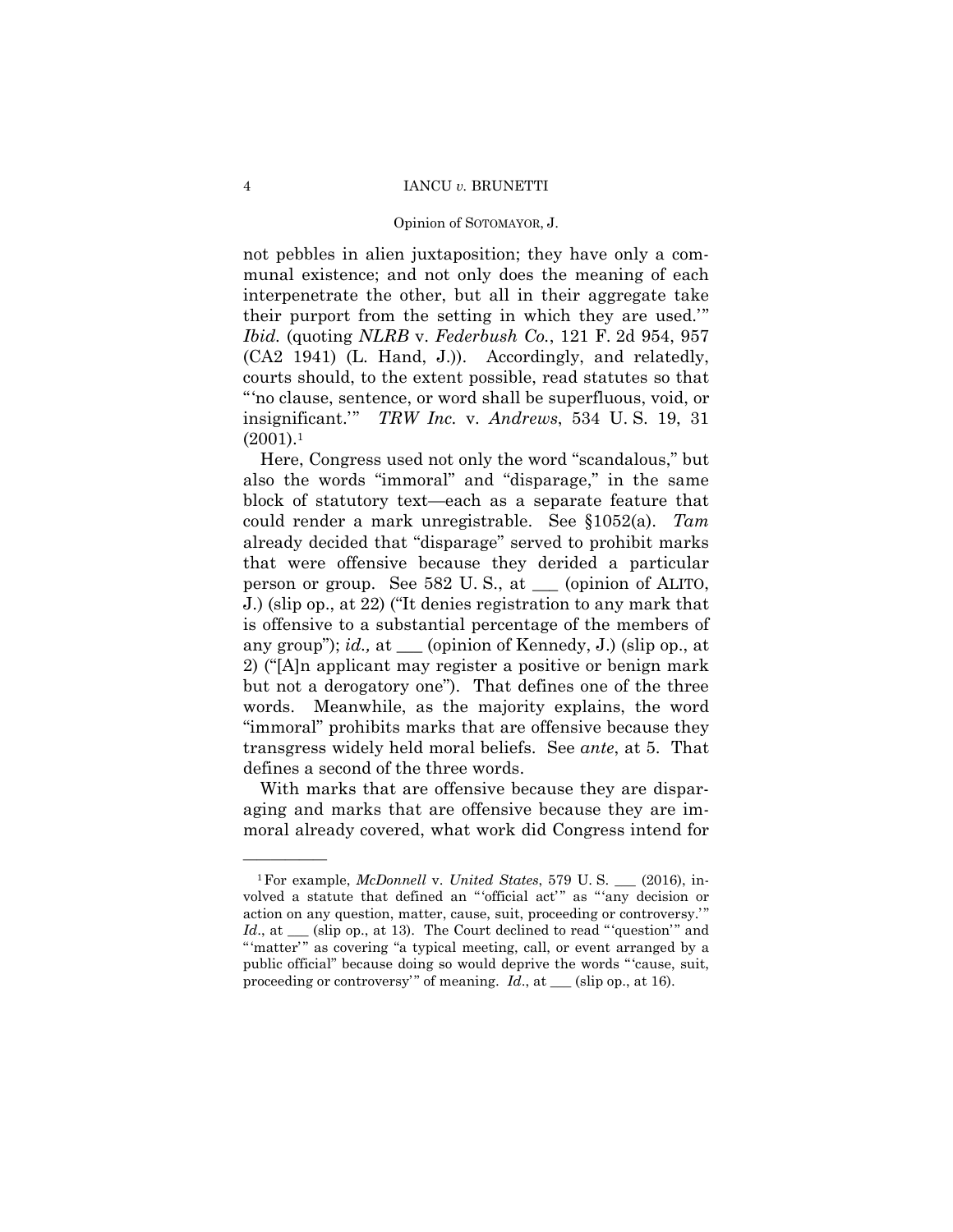not pebbles in alien juxtaposition; they have only a communal existence; and not only does the meaning of each interpenetrate the other, but all in their aggregate take their purport from the setting in which they are used.'" *Ibid.* (quoting *NLRB* v. *Federbush Co.*, 121 F. 2d 954, 957 (CA2 1941) (L. Hand, J.)). Accordingly, and relatedly, courts should, to the extent possible, read statutes so that "'no clause, sentence, or word shall be superfluous, void, or insignificant.'" *TRW Inc.* v. *Andrews*, 534 U. S. 19, 31 (2001).[1]

Here, Congress used not only the word "scandalous," but also the words "immoral" and "disparage," in the same block of statutory text—each as a separate feature that could render a mark unregistrable. See §1052(a). *Tam* already decided that "disparage" served to prohibit marks that were offensive because they derided a particular person or group. See 582 U. S., at ___ (opinion of ALITO, J.) (slip op., at 22) ("It denies registration to any mark that is offensive to a substantial percentage of the members of any group"); *id.,* at ___ (opinion of Kennedy, J.) (slip op., at 2) ("[A]n applicant may register a positive or benign mark but not a derogatory one"). That defines one of the three words. Meanwhile, as the majority explains, the word "immoral" prohibits marks that are offensive because they transgress widely held moral beliefs. See *ante*, at 5. That defines a second of the three words.

With marks that are offensive because they are disparaging and marks that are offensive because they are immoral already covered, what work did Congress intend for

---

[1] For example, *McDonnell* v. *United States*, 579 U. S. ___ (2016), involved a statute that defined an "'official act'" as "'any decision or action on any question, matter, cause, suit, proceeding or controversy.'" *Id*., at ___ (slip op., at 13). The Court declined to read "'question'" and "'matter'" as covering "a typical meeting, call, or event arranged by a public official" because doing so would deprive the words "'cause, suit, proceeding or controversy'" of meaning. *Id*., at ___ (slip op., at 16).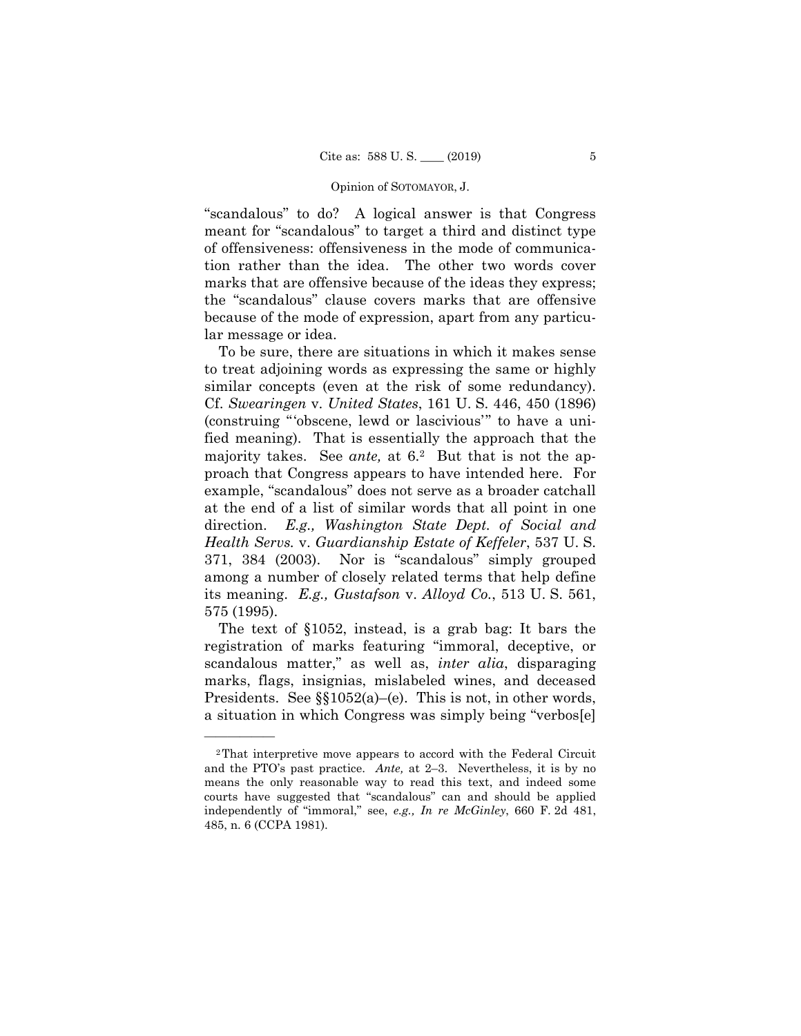"scandalous" to do? A logical answer is that Congress meant for "scandalous" to target a third and distinct type of offensiveness: offensiveness in the mode of communication rather than the idea. The other two words cover marks that are offensive because of the ideas they express; the "scandalous" clause covers marks that are offensive because of the mode of expression, apart from any particular message or idea.

To be sure, there are situations in which it makes sense to treat adjoining words as expressing the same or highly similar concepts (even at the risk of some redundancy). Cf. *Swearingen* v. *United States*, 161 U. S. 446, 450 (1896) (construing "'obscene, lewd or lascivious'" to have a unified meaning). That is essentially the approach that the majority takes. See *ante,* at 6.[2] But that is not the approach that Congress appears to have intended here. For example, "scandalous" does not serve as a broader catchall at the end of a list of similar words that all point in one direction. *E.g., Washington State Dept. of Social and Health Servs.* v. *Guardianship Estate of Keffeler*, 537 U. S. 371, 384 (2003). Nor is "scandalous" simply grouped among a number of closely related terms that help define its meaning. *E.g., Gustafson* v. *Alloyd Co.*, 513 U. S. 561, 575 (1995).

The text of §1052, instead, is a grab bag: It bars the registration of marks featuring "immoral, deceptive, or scandalous matter," as well as, *inter alia*, disparaging marks, flags, insignias, mislabeled wines, and deceased Presidents. See §§1052(a)–(e). This is not, in other words, a situation in which Congress was simply being "verbos[e]

---

[2] That interpretive move appears to accord with the Federal Circuit and the PTO's past practice. *Ante,* at 2–3. Nevertheless, it is by no means the only reasonable way to read this text, and indeed some courts have suggested that "scandalous" can and should be applied independently of "immoral," see, *e.g., In re McGinley*, 660 F. 2d 481, 485, n. 6 (CCPA 1981).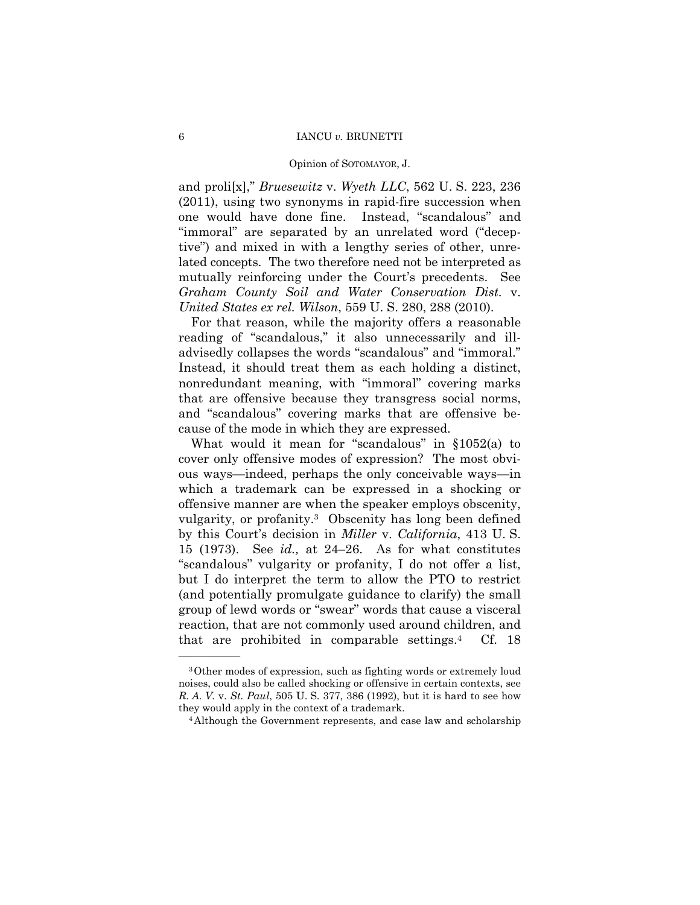and proli[x]," *Bruesewitz* v. *Wyeth LLC*, 562 U. S. 223, 236 (2011), using two synonyms in rapid-fire succession when one would have done fine. Instead, "scandalous" and "immoral" are separated by an unrelated word ("deceptive") and mixed in with a lengthy series of other, unrelated concepts. The two therefore need not be interpreted as mutually reinforcing under the Court's precedents. See *Graham County Soil and Water Conservation Dist.* v. *United States ex rel. Wilson*, 559 U. S. 280, 288 (2010).

For that reason, while the majority offers a reasonable reading of "scandalous," it also unnecessarily and ill-advisedly collapses the words "scandalous" and "immoral." Instead, it should treat them as each holding a distinct, nonredundant meaning, with "immoral" covering marks that are offensive because they transgress social norms, and "scandalous" covering marks that are offensive because of the mode in which they are expressed.

What would it mean for "scandalous" in §1052(a) to cover only offensive modes of expression? The most obvious ways—indeed, perhaps the only conceivable ways—in which a trademark can be expressed in a shocking or offensive manner are when the speaker employs obscenity, vulgarity, or profanity.[3] Obscenity has long been defined by this Court's decision in *Miller* v. *California*, 413 U. S. 15 (1973). See *id.,* at 24–26. As for what constitutes "scandalous" vulgarity or profanity, I do not offer a list, but I do interpret the term to allow the PTO to restrict (and potentially promulgate guidance to clarify) the small group of lewd words or "swear" words that cause a visceral reaction, that are not commonly used around children, and that are prohibited in comparable settings.[4] Cf. 18

---

[3] Other modes of expression, such as fighting words or extremely loud noises, could also be called shocking or offensive in certain contexts, see *R. A. V.* v. *St. Paul*, 505 U. S. 377, 386 (1992), but it is hard to see how they would apply in the context of a trademark.

[4] Although the Government represents, and case law and scholarship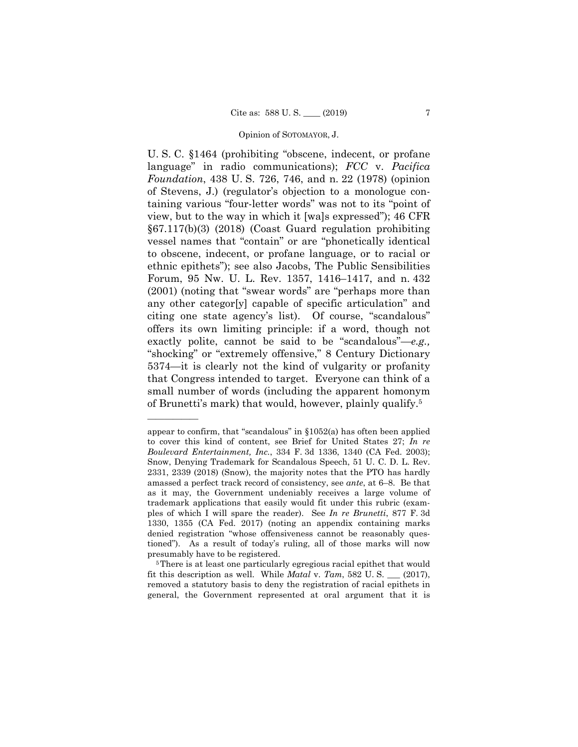U. S. C. §1464 (prohibiting "obscene, indecent, or profane language" in radio communications); *FCC* v. *Pacifica Foundation*, 438 U. S. 726, 746, and n. 22 (1978) (opinion of Stevens, J.) (regulator's objection to a monologue containing various "four-letter words" was not to its "point of view, but to the way in which it [wa]s expressed"); 46 CFR §67.117(b)(3) (2018) (Coast Guard regulation prohibiting vessel names that "contain" or are "phonetically identical to obscene, indecent, or profane language, or to racial or ethnic epithets"); see also Jacobs, The Public Sensibilities Forum, 95 Nw. U. L. Rev. 1357, 1416–1417, and n. 432 (2001) (noting that "swear words" are "perhaps more than any other categor[y] capable of specific articulation" and citing one state agency's list). Of course, "scandalous" offers its own limiting principle: if a word, though not exactly polite, cannot be said to be "scandalous"—*e.g.,* "shocking" or "extremely offensive," 8 Century Dictionary 5374—it is clearly not the kind of vulgarity or profanity that Congress intended to target. Everyone can think of a small number of words (including the apparent homonym of Brunetti's mark) that would, however, plainly qualify.[5]

---

appear to confirm, that "scandalous" in §1052(a) has often been applied to cover this kind of content, see Brief for United States 27; *In re Boulevard Entertainment, Inc.*, 334 F. 3d 1336, 1340 (CA Fed. 2003); Snow, Denying Trademark for Scandalous Speech, 51 U. C. D. L. Rev. 2331, 2339 (2018) (Snow), the majority notes that the PTO has hardly amassed a perfect track record of consistency, see *ante*, at 6–8. Be that as it may, the Government undeniably receives a large volume of trademark applications that easily would fit under this rubric (examples of which I will spare the reader). See *In re Brunetti*, 877 F. 3d 1330, 1355 (CA Fed. 2017) (noting an appendix containing marks denied registration "whose offensiveness cannot be reasonably questioned"). As a result of today's ruling, all of those marks will now presumably have to be registered.

[5] There is at least one particularly egregious racial epithet that would fit this description as well. While *Matal* v. *Tam*, 582 U. S. ___ (2017), removed a statutory basis to deny the registration of racial epithets in general, the Government represented at oral argument that it is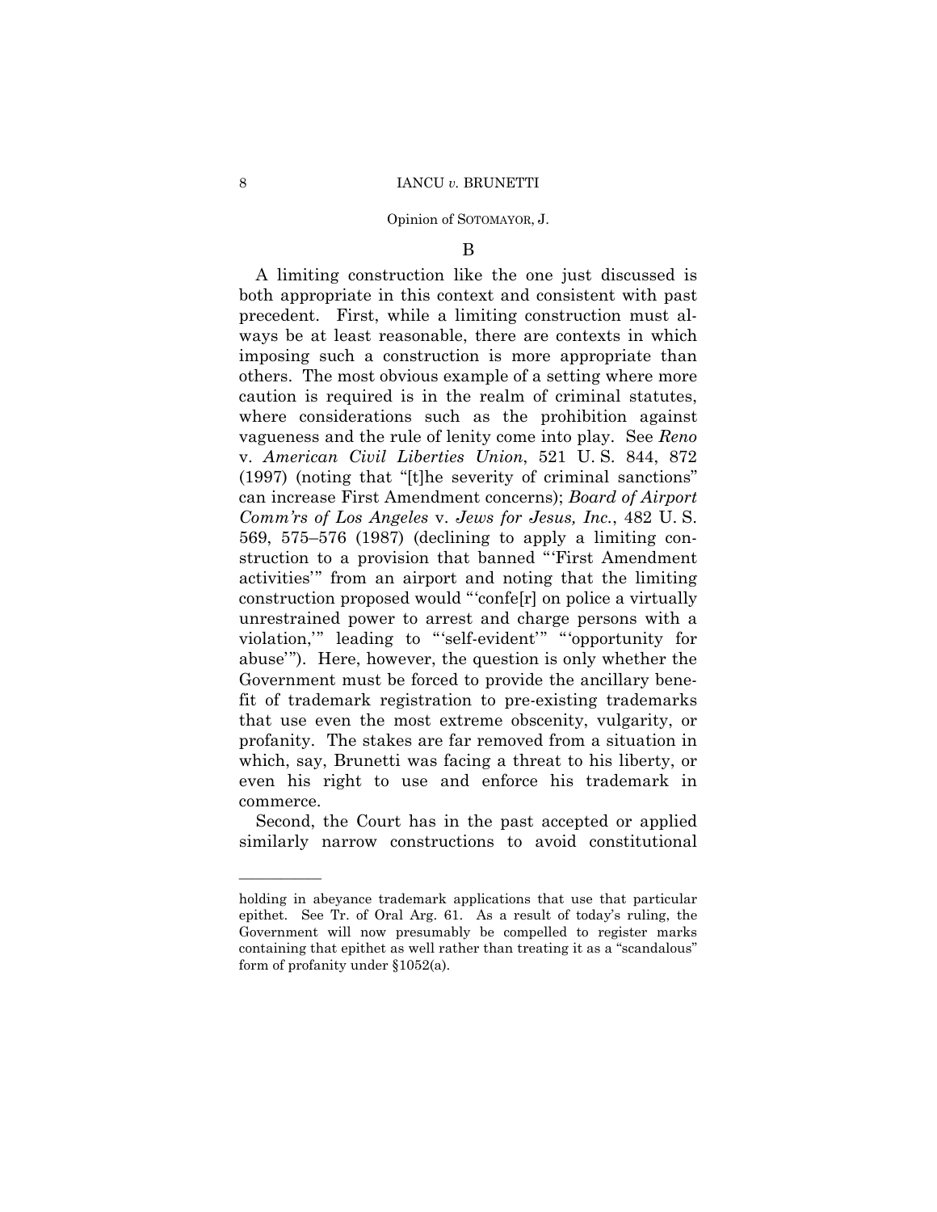### B

A limiting construction like the one just discussed is both appropriate in this context and consistent with past precedent. First, while a limiting construction must always be at least reasonable, there are contexts in which imposing such a construction is more appropriate than others. The most obvious example of a setting where more caution is required is in the realm of criminal statutes, where considerations such as the prohibition against vagueness and the rule of lenity come into play. See *Reno* v. *American Civil Liberties Union*, 521 U. S. 844, 872 (1997) (noting that "[t]he severity of criminal sanctions" can increase First Amendment concerns); *Board of Airport Comm'rs of Los Angeles* v. *Jews for Jesus, Inc.*, 482 U. S. 569, 575–576 (1987) (declining to apply a limiting construction to a provision that banned "'First Amendment activities'" from an airport and noting that the limiting construction proposed would "'confe[r] on police a virtually unrestrained power to arrest and charge persons with a violation,'" leading to "'self-evident'" "'opportunity for abuse'"). Here, however, the question is only whether the Government must be forced to provide the ancillary benefit of trademark registration to pre-existing trademarks that use even the most extreme obscenity, vulgarity, or profanity. The stakes are far removed from a situation in which, say, Brunetti was facing a threat to his liberty, or even his right to use and enforce his trademark in commerce.

Second, the Court has in the past accepted or applied similarly narrow constructions to avoid constitutional

---

holding in abeyance trademark applications that use that particular epithet. See Tr. of Oral Arg. 61. As a result of today's ruling, the Government will now presumably be compelled to register marks containing that epithet as well rather than treating it as a "scandalous" form of profanity under §1052(a).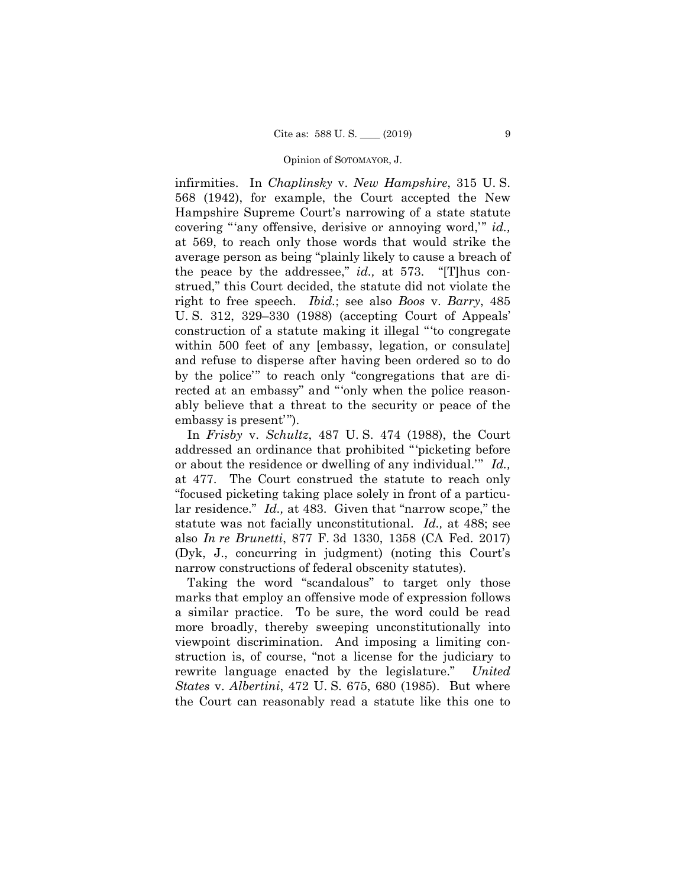infirmities. In *Chaplinsky* v. *New Hampshire*, 315 U. S. 568 (1942), for example, the Court accepted the New Hampshire Supreme Court's narrowing of a state statute covering "'any offensive, derisive or annoying word,'" *id.,* at 569, to reach only those words that would strike the average person as being "plainly likely to cause a breach of the peace by the addressee," *id.,* at 573. "[T]hus construed," this Court decided, the statute did not violate the right to free speech. *Ibid.*; see also *Boos* v. *Barry*, 485 U. S. 312, 329–330 (1988) (accepting Court of Appeals' construction of a statute making it illegal "'to congregate within 500 feet of any [embassy, legation, or consulate] and refuse to disperse after having been ordered so to do by the police'" to reach only "congregations that are directed at an embassy" and "'only when the police reasonably believe that a threat to the security or peace of the embassy is present'").

In *Frisby* v. *Schultz*, 487 U. S. 474 (1988), the Court addressed an ordinance that prohibited "'picketing before or about the residence or dwelling of any individual.'" *Id.,* at 477. The Court construed the statute to reach only "focused picketing taking place solely in front of a particular residence." *Id.,* at 483. Given that "narrow scope," the statute was not facially unconstitutional. *Id.,* at 488; see also *In re Brunetti*, 877 F. 3d 1330, 1358 (CA Fed. 2017) (Dyk, J., concurring in judgment) (noting this Court's narrow constructions of federal obscenity statutes).

Taking the word "scandalous" to target only those marks that employ an offensive mode of expression follows a similar practice. To be sure, the word could be read more broadly, thereby sweeping unconstitutionally into viewpoint discrimination. And imposing a limiting construction is, of course, "not a license for the judiciary to rewrite language enacted by the legislature." *United States* v. *Albertini*, 472 U. S. 675, 680 (1985). But where the Court can reasonably read a statute like this one to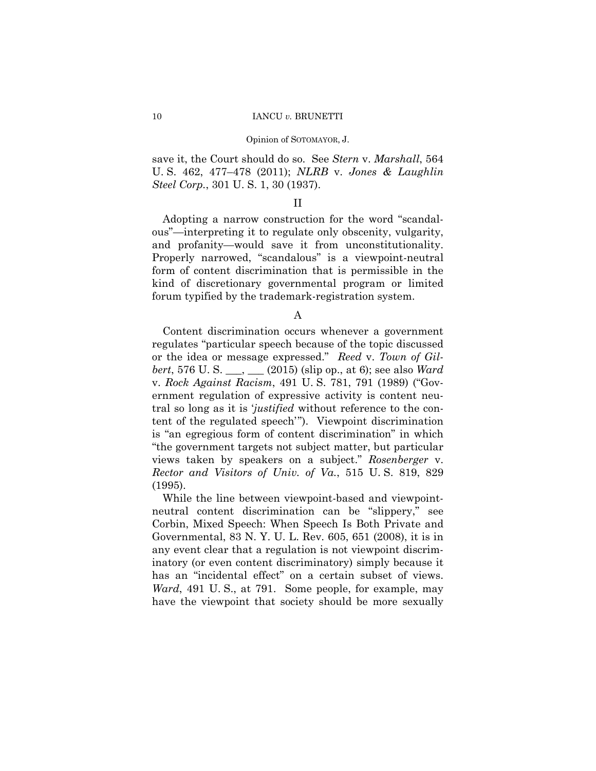save it, the Court should do so. See *Stern* v. *Marshall*, 564 U. S. 462, 477–478 (2011); *NLRB* v. *Jones & Laughlin Steel Corp.*, 301 U. S. 1, 30 (1937).

## II

Adopting a narrow construction for the word "scandalous"—interpreting it to regulate only obscenity, vulgarity, and profanity—would save it from unconstitutionality. Properly narrowed, "scandalous" is a viewpoint-neutral form of content discrimination that is permissible in the kind of discretionary governmental program or limited forum typified by the trademark-registration system.

### A

Content discrimination occurs whenever a government regulates "particular speech because of the topic discussed or the idea or message expressed." *Reed* v. *Town of Gilbert*, 576 U. S. ___, ___ (2015) (slip op., at 6); see also *Ward* v. *Rock Against Racism*, 491 U. S. 781, 791 (1989) ("Government regulation of expressive activity is content neutral so long as it is '*justified* without reference to the content of the regulated speech'"). Viewpoint discrimination is "an egregious form of content discrimination" in which "the government targets not subject matter, but particular views taken by speakers on a subject." *Rosenberger* v. *Rector and Visitors of Univ. of Va.*, 515 U. S. 819, 829 (1995).

While the line between viewpoint-based and viewpoint-neutral content discrimination can be "slippery," see Corbin, Mixed Speech: When Speech Is Both Private and Governmental, 83 N. Y. U. L. Rev. 605, 651 (2008), it is in any event clear that a regulation is not viewpoint discriminatory (or even content discriminatory) simply because it has an "incidental effect" on a certain subset of views. *Ward*, 491 U. S., at 791. Some people, for example, may have the viewpoint that society should be more sexually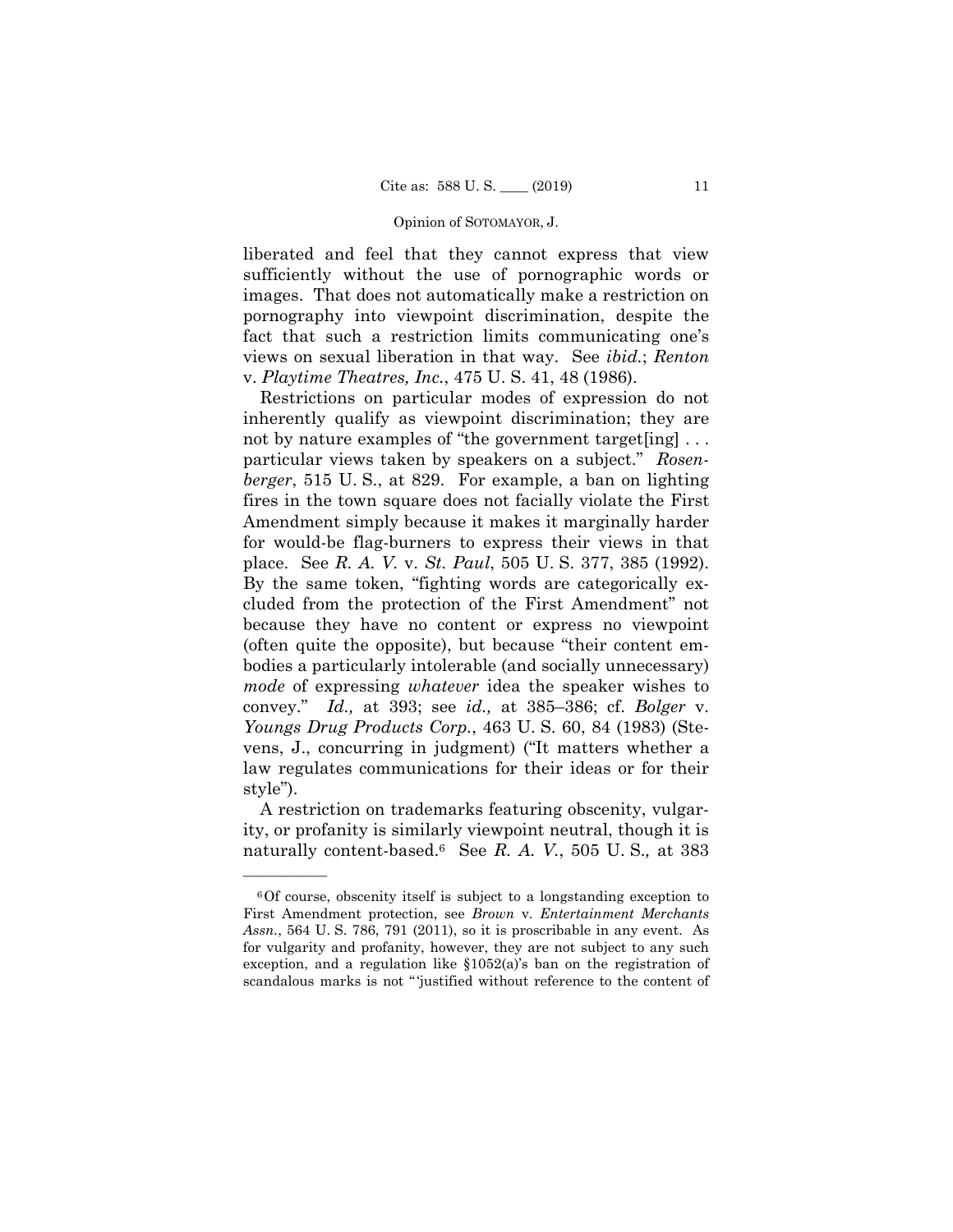liberated and feel that they cannot express that view sufficiently without the use of pornographic words or images. That does not automatically make a restriction on pornography into viewpoint discrimination, despite the fact that such a restriction limits communicating one's views on sexual liberation in that way. See *ibid.*; *Renton* v. *Playtime Theatres, Inc.*, 475 U. S. 41, 48 (1986).

Restrictions on particular modes of expression do not inherently qualify as viewpoint discrimination; they are not by nature examples of "the government target[ing] . . . particular views taken by speakers on a subject." *Rosenberger*, 515 U. S., at 829. For example, a ban on lighting fires in the town square does not facially violate the First Amendment simply because it makes it marginally harder for would-be flag-burners to express their views in that place. See *R. A. V.* v. *St. Paul*, 505 U. S. 377, 385 (1992). By the same token, "fighting words are categorically excluded from the protection of the First Amendment" not because they have no content or express no viewpoint (often quite the opposite), but because "their content embodies a particularly intolerable (and socially unnecessary) *mode* of expressing *whatever* idea the speaker wishes to convey." *Id.,* at 393; see *id.,* at 385–386; cf. *Bolger* v. *Youngs Drug Products Corp.*, 463 U. S. 60, 84 (1983) (Stevens, J., concurring in judgment) ("It matters whether a law regulates communications for their ideas or for their style").

A restriction on trademarks featuring obscenity, vulgarity, or profanity is similarly viewpoint neutral, though it is naturally content-based.[6] See *R. A. V.*, 505 U. S.*,* at 383

---

[6] Of course, obscenity itself is subject to a longstanding exception to First Amendment protection, see *Brown* v. *Entertainment Merchants Assn.*, 564 U. S. 786, 791 (2011), so it is proscribable in any event. As for vulgarity and profanity, however, they are not subject to any such exception, and a regulation like §1052(a)'s ban on the registration of scandalous marks is not "'justified without reference to the content of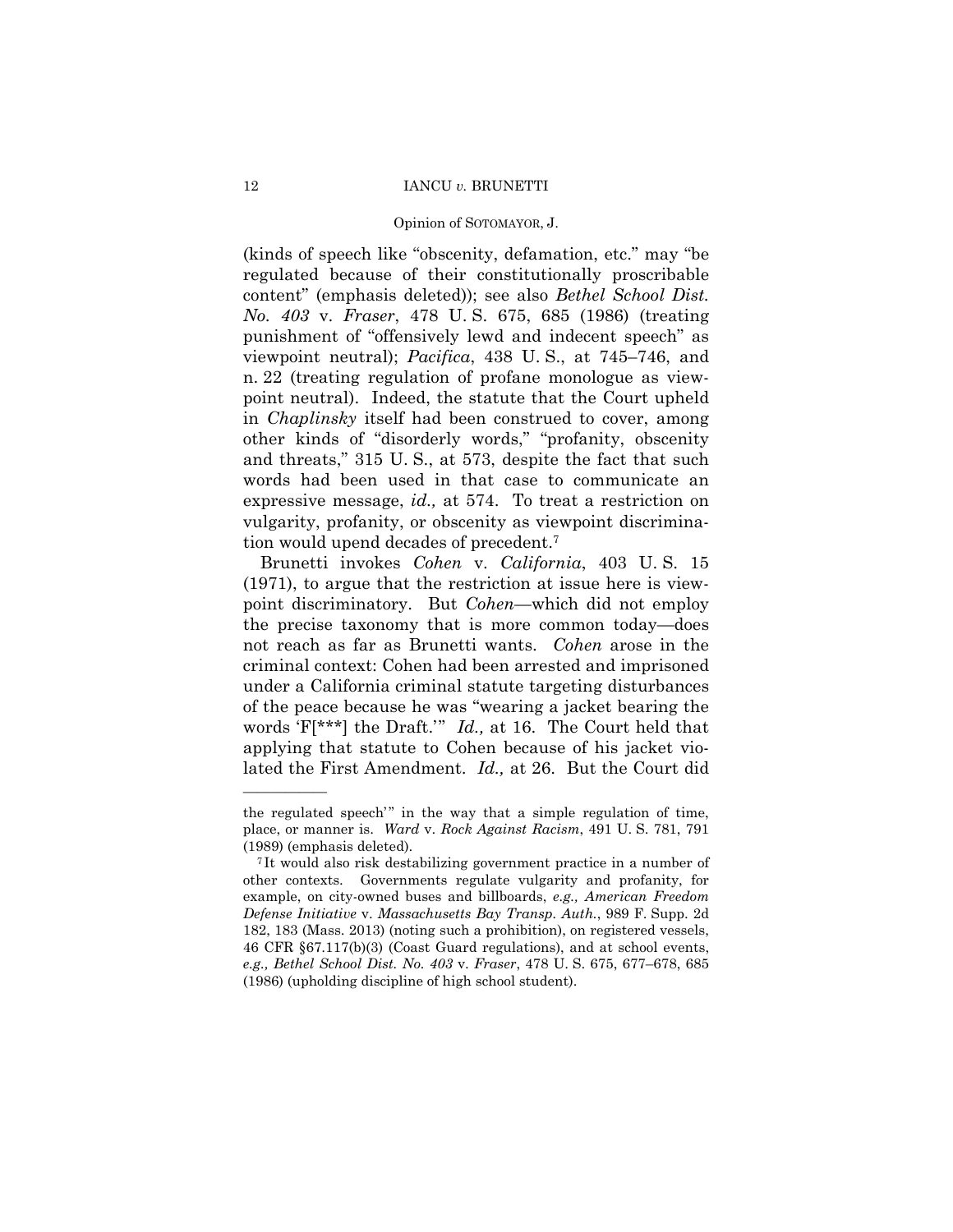(kinds of speech like "obscenity, defamation, etc." may "be regulated because of their constitutionally proscribable content" (emphasis deleted)); see also *Bethel School Dist. No. 403* v. *Fraser*, 478 U. S. 675, 685 (1986) (treating punishment of "offensively lewd and indecent speech" as viewpoint neutral); *Pacifica*, 438 U. S., at 745–746, and n. 22 (treating regulation of profane monologue as viewpoint neutral). Indeed, the statute that the Court upheld in *Chaplinsky* itself had been construed to cover, among other kinds of "disorderly words," "profanity, obscenity and threats," 315 U. S., at 573, despite the fact that such words had been used in that case to communicate an expressive message, *id.,* at 574. To treat a restriction on vulgarity, profanity, or obscenity as viewpoint discrimination would upend decades of precedent.[7]

Brunetti invokes *Cohen* v. *California*, 403 U. S. 15 (1971), to argue that the restriction at issue here is viewpoint discriminatory. But *Cohen*—which did not employ the precise taxonomy that is more common today—does not reach as far as Brunetti wants. *Cohen* arose in the criminal context: Cohen had been arrested and imprisoned under a California criminal statute targeting disturbances of the peace because he was "wearing a jacket bearing the words 'F[***] the Draft.'" *Id.,* at 16. The Court held that applying that statute to Cohen because of his jacket violated the First Amendment. *Id.,* at 26. But the Court did

---

the regulated speech'" in the way that a simple regulation of time, place, or manner is. *Ward* v. *Rock Against Racism*, 491 U. S. 781, 791 (1989) (emphasis deleted).

[7] It would also risk destabilizing government practice in a number of other contexts. Governments regulate vulgarity and profanity, for example, on city-owned buses and billboards, *e.g., American Freedom Defense Initiative* v. *Massachusetts Bay Transp. Auth.*, 989 F. Supp. 2d 182, 183 (Mass. 2013) (noting such a prohibition), on registered vessels, 46 CFR §67.117(b)(3) (Coast Guard regulations), and at school events, *e.g., Bethel School Dist. No. 403* v. *Fraser*, 478 U. S. 675, 677–678, 685 (1986) (upholding discipline of high school student).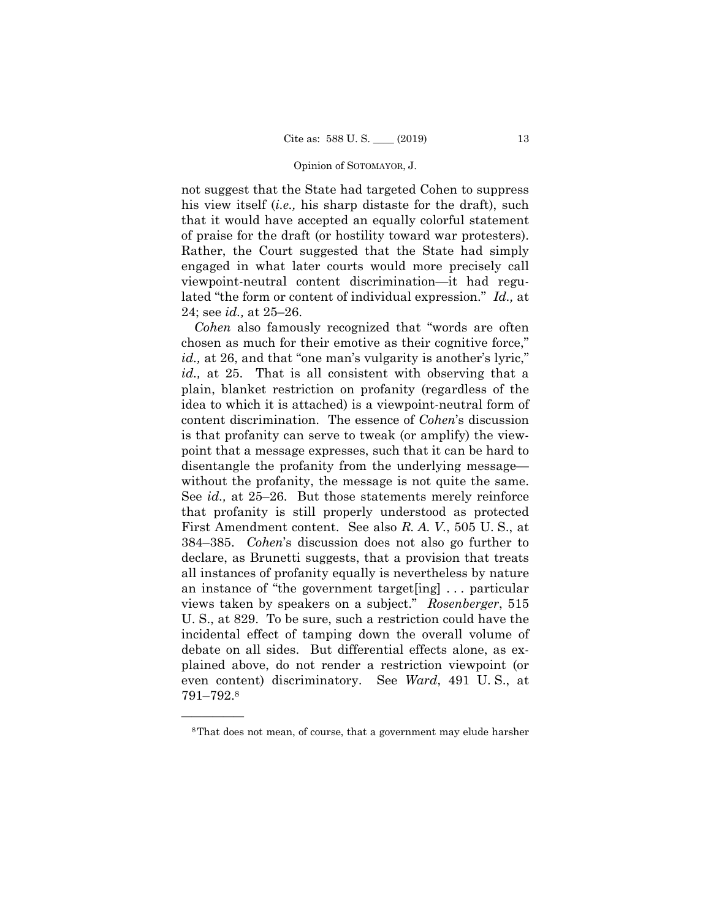not suggest that the State had targeted Cohen to suppress his view itself (*i.e.,* his sharp distaste for the draft), such that it would have accepted an equally colorful statement of praise for the draft (or hostility toward war protesters). Rather, the Court suggested that the State had simply engaged in what later courts would more precisely call viewpoint-neutral content discrimination—it had regulated "the form or content of individual expression." *Id.,* at 24; see *id.,* at 25–26.

*Cohen* also famously recognized that "words are often chosen as much for their emotive as their cognitive force," *id.,* at 26, and that "one man's vulgarity is another's lyric," *id.,* at 25. That is all consistent with observing that a plain, blanket restriction on profanity (regardless of the idea to which it is attached) is a viewpoint-neutral form of content discrimination. The essence of *Cohen*'s discussion is that profanity can serve to tweak (or amplify) the viewpoint that a message expresses, such that it can be hard to disentangle the profanity from the underlying message—without the profanity, the message is not quite the same. See *id.,* at 25–26. But those statements merely reinforce that profanity is still properly understood as protected First Amendment content. See also *R. A. V.*, 505 U. S., at 384–385. *Cohen*'s discussion does not also go further to declare, as Brunetti suggests, that a provision that treats all instances of profanity equally is nevertheless by nature an instance of "the government target[ing] . . . particular views taken by speakers on a subject." *Rosenberger*, 515 U. S., at 829. To be sure, such a restriction could have the incidental effect of tamping down the overall volume of debate on all sides. But differential effects alone, as explained above, do not render a restriction viewpoint (or even content) discriminatory. See *Ward*, 491 U. S., at 791–792.[8]

---

[8] That does not mean, of course, that a government may elude harsher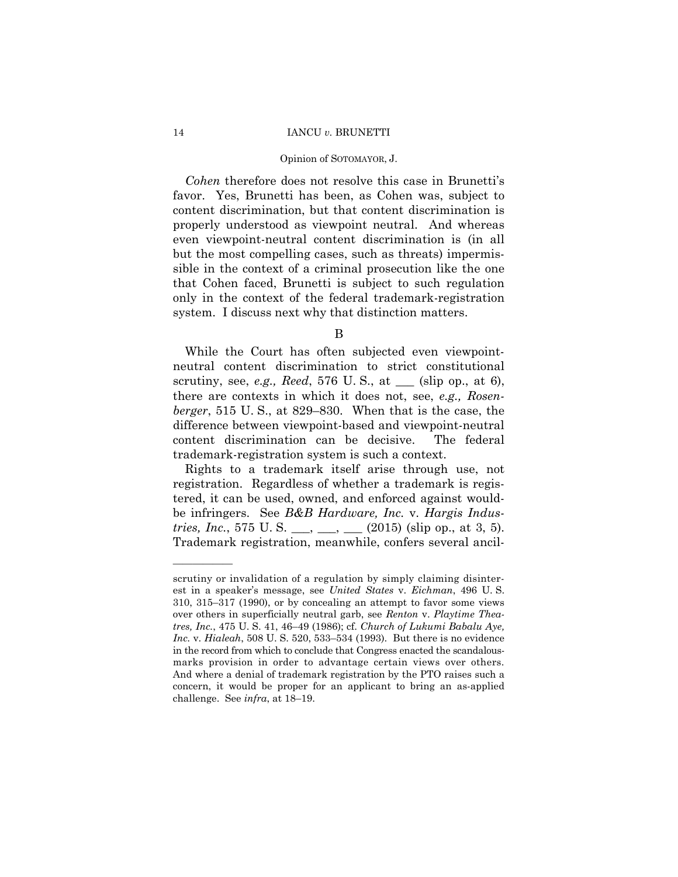*Cohen* therefore does not resolve this case in Brunetti's favor. Yes, Brunetti has been, as Cohen was, subject to content discrimination, but that content discrimination is properly understood as viewpoint neutral. And whereas even viewpoint-neutral content discrimination is (in all but the most compelling cases, such as threats) impermissible in the context of a criminal prosecution like the one that Cohen faced, Brunetti is subject to such regulation only in the context of the federal trademark-registration system. I discuss next why that distinction matters.

## B

While the Court has often subjected even viewpoint-neutral content discrimination to strict constitutional scrutiny, see, *e.g., Reed*, 576 U. S., at ___ (slip op., at 6), there are contexts in which it does not, see, *e.g., Rosenberger*, 515 U. S., at 829–830. When that is the case, the difference between viewpoint-based and viewpoint-neutral content discrimination can be decisive. The federal trademark-registration system is such a context.

Rights to a trademark itself arise through use, not registration. Regardless of whether a trademark is registered, it can be used, owned, and enforced against would-be infringers. See *B&B Hardware, Inc.* v. *Hargis Industries, Inc.*, 575 U. S. ___, ___, ___ (2015) (slip op., at 3, 5). Trademark registration, meanwhile, confers several ancil-

---

scrutiny or invalidation of a regulation by simply claiming disinterest in a speaker's message, see *United States* v. *Eichman*, 496 U. S. 310, 315–317 (1990), or by concealing an attempt to favor some views over others in superficially neutral garb, see *Renton* v. *Playtime Theatres, Inc.*, 475 U. S. 41, 46–49 (1986); cf. *Church of Lukumi Babalu Aye, Inc.* v. *Hialeah*, 508 U. S. 520, 533–534 (1993). But there is no evidence in the record from which to conclude that Congress enacted the scandalous-marks provision in order to advantage certain views over others. And where a denial of trademark registration by the PTO raises such a concern, it would be proper for an applicant to bring an as-applied challenge. See *infra*, at 18–19.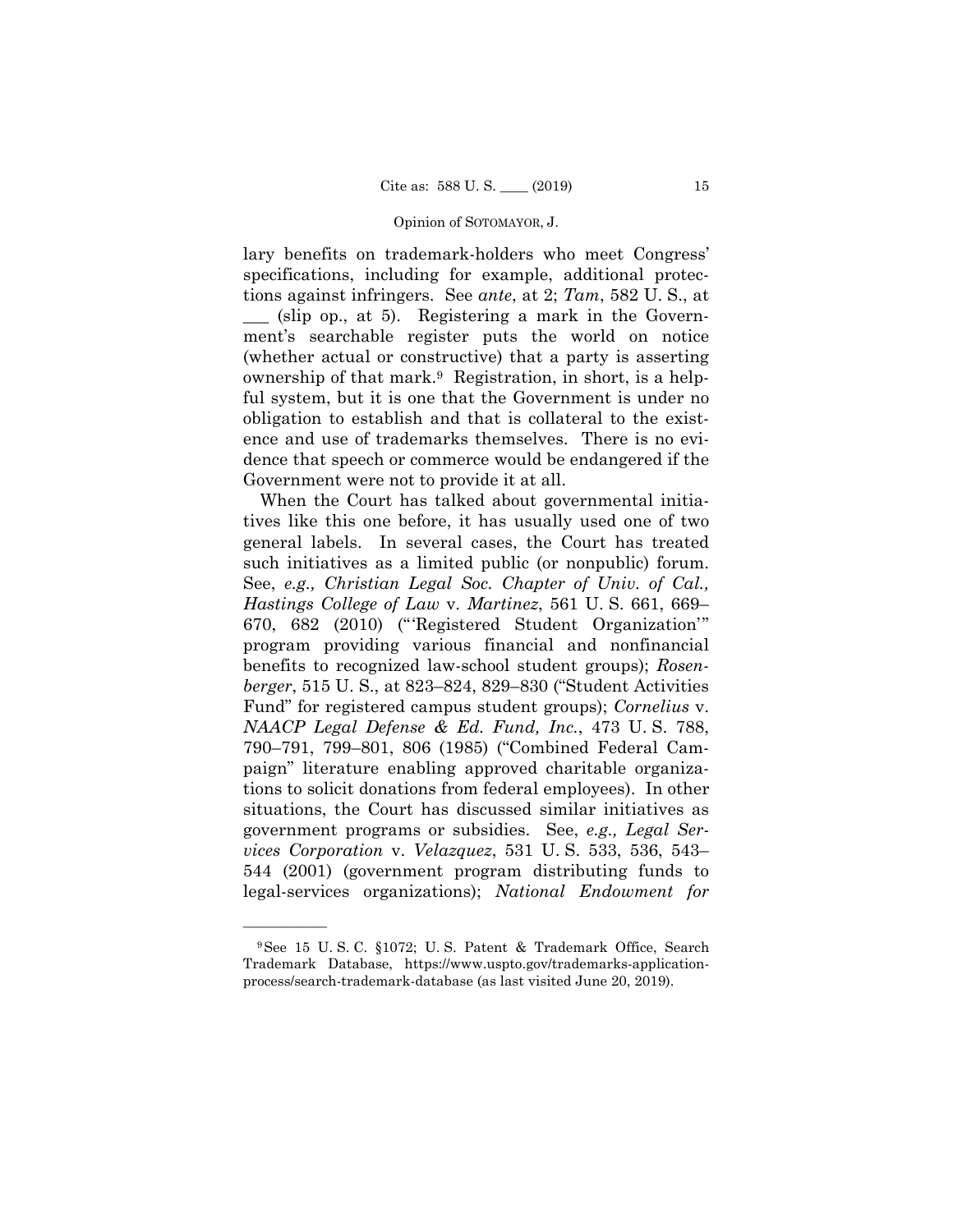lary benefits on trademark-holders who meet Congress' specifications, including for example, additional protections against infringers. See *ante*, at 2; *Tam*, 582 U. S., at ___ (slip op., at 5). Registering a mark in the Government's searchable register puts the world on notice (whether actual or constructive) that a party is asserting ownership of that mark.[9] Registration, in short, is a helpful system, but it is one that the Government is under no obligation to establish and that is collateral to the existence and use of trademarks themselves. There is no evidence that speech or commerce would be endangered if the Government were not to provide it at all.

When the Court has talked about governmental initiatives like this one before, it has usually used one of two general labels. In several cases, the Court has treated such initiatives as a limited public (or nonpublic) forum. See, *e.g., Christian Legal Soc. Chapter of Univ. of Cal., Hastings College of Law* v. *Martinez*, 561 U. S. 661, 669–670, 682 (2010) ("'Registered Student Organization'" program providing various financial and nonfinancial benefits to recognized law-school student groups); *Rosenberger*, 515 U. S., at 823–824, 829–830 ("Student Activities Fund" for registered campus student groups); *Cornelius* v. *NAACP Legal Defense & Ed. Fund, Inc.*, 473 U. S. 788, 790–791, 799–801, 806 (1985) ("Combined Federal Campaign" literature enabling approved charitable organizations to solicit donations from federal employees). In other situations, the Court has discussed similar initiatives as government programs or subsidies. See, *e.g., Legal Services Corporation* v. *Velazquez*, 531 U. S. 533, 536, 543–544 (2001) (government program distributing funds to legal-services organizations); *National Endowment for*

---

[9] See 15 U. S. C. §1072; U. S. Patent & Trademark Office, Search Trademark Database, https://www.uspto.gov/trademarks-application-process/search-trademark-database (as last visited June 20, 2019).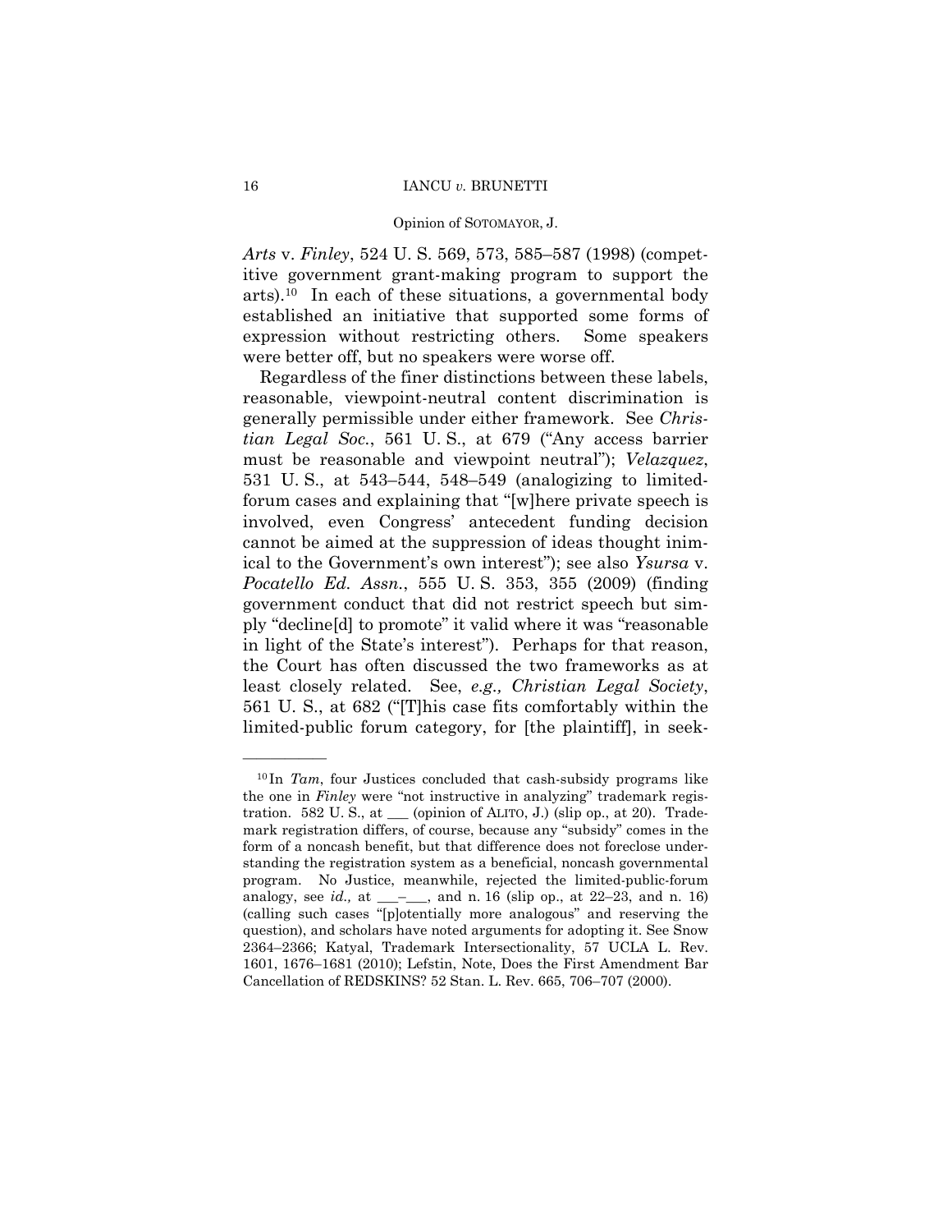*Arts* v. *Finley*, 524 U. S. 569, 573, 585–587 (1998) (competitive government grant-making program to support the arts).[10] In each of these situations, a governmental body established an initiative that supported some forms of expression without restricting others. Some speakers were better off, but no speakers were worse off.

Regardless of the finer distinctions between these labels, reasonable, viewpoint-neutral content discrimination is generally permissible under either framework. See *Christian Legal Soc.*, 561 U. S., at 679 ("Any access barrier must be reasonable and viewpoint neutral"); *Velazquez*, 531 U. S., at 543–544, 548–549 (analogizing to limited-forum cases and explaining that "[w]here private speech is involved, even Congress' antecedent funding decision cannot be aimed at the suppression of ideas thought inimical to the Government's own interest"); see also *Ysursa* v. *Pocatello Ed. Assn.*, 555 U. S. 353, 355 (2009) (finding government conduct that did not restrict speech but simply "decline[d] to promote" it valid where it was "reasonable in light of the State's interest"). Perhaps for that reason, the Court has often discussed the two frameworks as at least closely related. See, *e.g., Christian Legal Society*, 561 U. S., at 682 ("[T]his case fits comfortably within the limited-public forum category, for [the plaintiff], in seek-

---

[10] In *Tam*, four Justices concluded that cash-subsidy programs like the one in *Finley* were "not instructive in analyzing" trademark registration. 582 U. S., at ___ (opinion of ALITO, J.) (slip op., at 20). Trademark registration differs, of course, because any "subsidy" comes in the form of a noncash benefit, but that difference does not foreclose understanding the registration system as a beneficial, noncash governmental program. No Justice, meanwhile, rejected the limited-public-forum analogy, see *id.,* at ___–___, and n. 16 (slip op., at 22–23, and n. 16) (calling such cases "[p]otentially more analogous" and reserving the question), and scholars have noted arguments for adopting it. See Snow 2364–2366; Katyal, Trademark Intersectionality, 57 UCLA L. Rev. 1601, 1676–1681 (2010); Lefstin, Note, Does the First Amendment Bar Cancellation of REDSKINS? 52 Stan. L. Rev. 665, 706–707 (2000).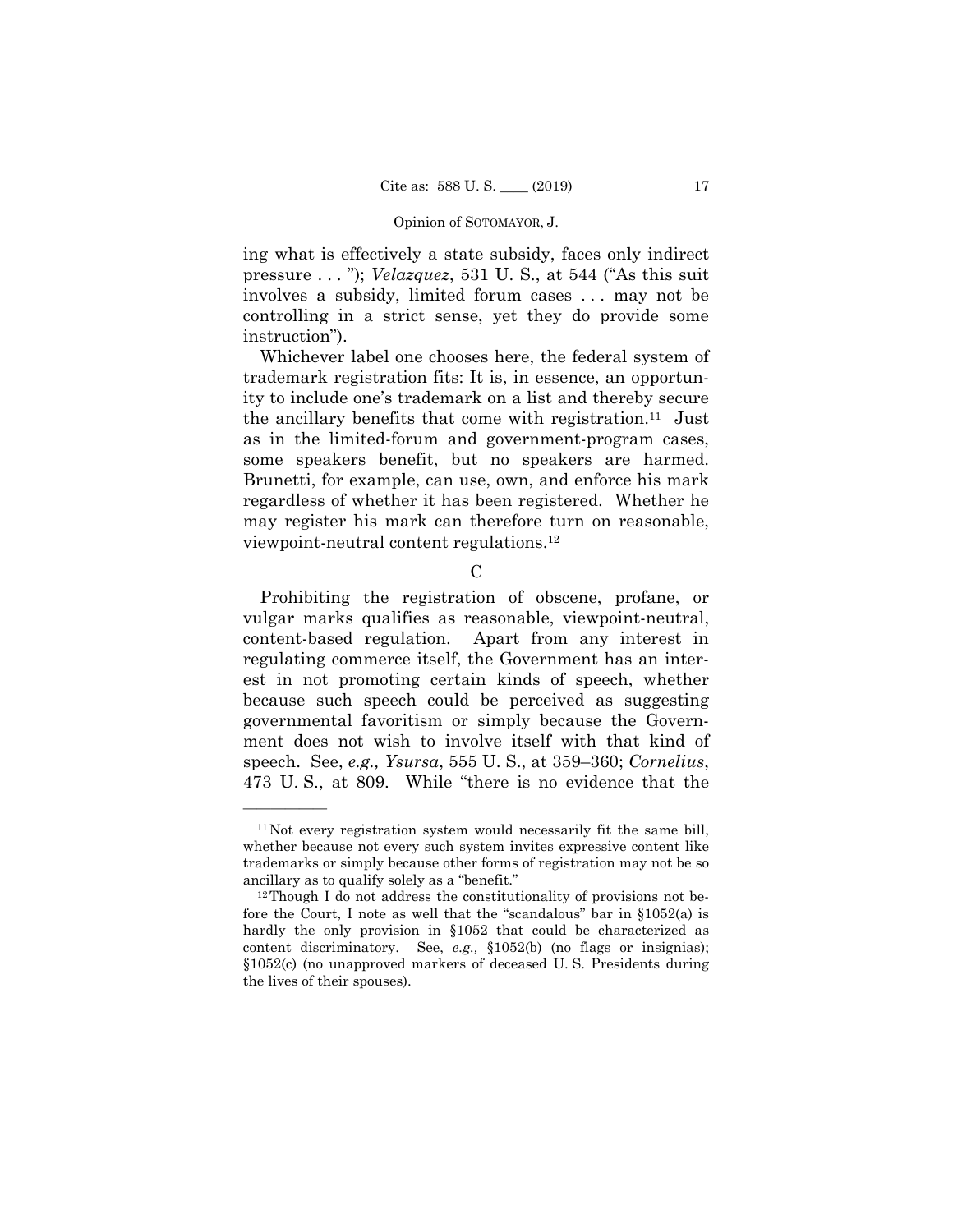ing what is effectively a state subsidy, faces only indirect pressure . . . "); *Velazquez*, 531 U. S., at 544 ("As this suit involves a subsidy, limited forum cases . . . may not be controlling in a strict sense, yet they do provide some instruction").

Whichever label one chooses here, the federal system of trademark registration fits: It is, in essence, an opportunity to include one's trademark on a list and thereby secure the ancillary benefits that come with registration.[11] Just as in the limited-forum and government-program cases, some speakers benefit, but no speakers are harmed. Brunetti, for example, can use, own, and enforce his mark regardless of whether it has been registered. Whether he may register his mark can therefore turn on reasonable, viewpoint-neutral content regulations.[12]

C

Prohibiting the registration of obscene, profane, or vulgar marks qualifies as reasonable, viewpoint-neutral, content-based regulation. Apart from any interest in regulating commerce itself, the Government has an interest in not promoting certain kinds of speech, whether because such speech could be perceived as suggesting governmental favoritism or simply because the Government does not wish to involve itself with that kind of speech. See, *e.g., Ysursa*, 555 U. S., at 359–360; *Cornelius*, 473 U. S., at 809. While "there is no evidence that the

---

[11] Not every registration system would necessarily fit the same bill, whether because not every such system invites expressive content like trademarks or simply because other forms of registration may not be so ancillary as to qualify solely as a "benefit."

[12] Though I do not address the constitutionality of provisions not before the Court, I note as well that the "scandalous" bar in §1052(a) is hardly the only provision in §1052 that could be characterized as content discriminatory. See, *e.g.,* §1052(b) (no flags or insignias); §1052(c) (no unapproved markers of deceased U. S. Presidents during the lives of their spouses).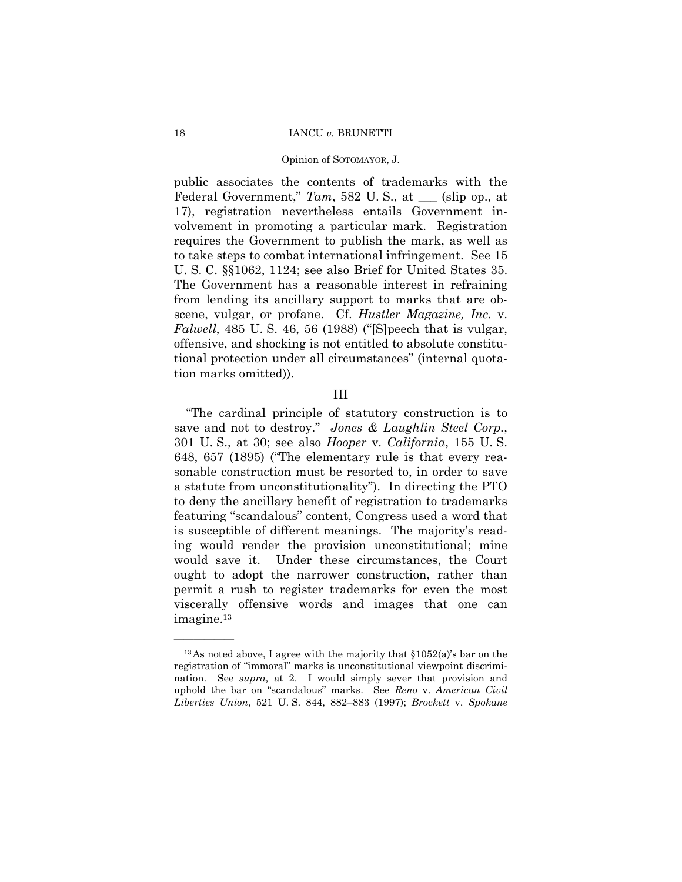public associates the contents of trademarks with the Federal Government," *Tam*, 582 U. S., at ___ (slip op., at 17), registration nevertheless entails Government involvement in promoting a particular mark. Registration requires the Government to publish the mark, as well as to take steps to combat international infringement. See 15 U. S. C. §§1062, 1124; see also Brief for United States 35. The Government has a reasonable interest in refraining from lending its ancillary support to marks that are obscene, vulgar, or profane. Cf. *Hustler Magazine, Inc.* v. *Falwell*, 485 U. S. 46, 56 (1988) ("[S]peech that is vulgar, offensive, and shocking is not entitled to absolute constitutional protection under all circumstances" (internal quotation marks omitted)).

## III

"The cardinal principle of statutory construction is to save and not to destroy." *Jones & Laughlin Steel Corp.*, 301 U. S., at 30; see also *Hooper* v. *California*, 155 U. S. 648, 657 (1895) ("The elementary rule is that every reasonable construction must be resorted to, in order to save a statute from unconstitutionality"). In directing the PTO to deny the ancillary benefit of registration to trademarks featuring "scandalous" content, Congress used a word that is susceptible of different meanings. The majority's reading would render the provision unconstitutional; mine would save it. Under these circumstances, the Court ought to adopt the narrower construction, rather than permit a rush to register trademarks for even the most viscerally offensive words and images that one can imagine.[13]

---

[13] As noted above, I agree with the majority that §1052(a)'s bar on the registration of "immoral" marks is unconstitutional viewpoint discrimination. See *supra,* at 2. I would simply sever that provision and uphold the bar on "scandalous" marks. See *Reno* v. *American Civil Liberties Union*, 521 U. S. 844, 882–883 (1997); *Brockett* v. *Spokane*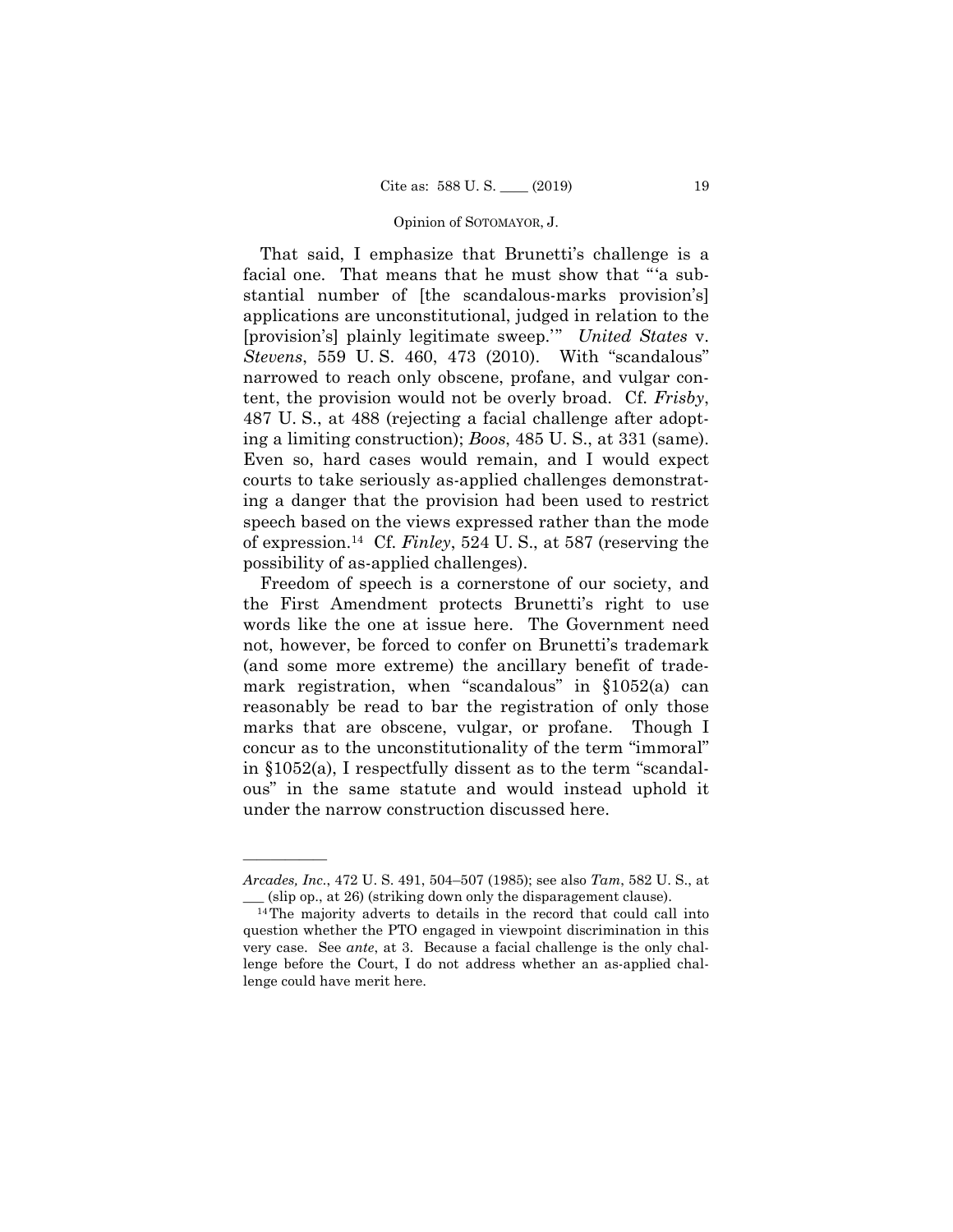That said, I emphasize that Brunetti's challenge is a facial one. That means that he must show that "'a substantial number of [the scandalous-marks provision's] applications are unconstitutional, judged in relation to the [provision's] plainly legitimate sweep.'" *United States* v. *Stevens*, 559 U. S. 460, 473 (2010). With "scandalous" narrowed to reach only obscene, profane, and vulgar content, the provision would not be overly broad. Cf. *Frisby*, 487 U. S., at 488 (rejecting a facial challenge after adopting a limiting construction); *Boos*, 485 U. S., at 331 (same). Even so, hard cases would remain, and I would expect courts to take seriously as-applied challenges demonstrating a danger that the provision had been used to restrict speech based on the views expressed rather than the mode of expression.[14] Cf. *Finley*, 524 U. S., at 587 (reserving the possibility of as-applied challenges).

Freedom of speech is a cornerstone of our society, and the First Amendment protects Brunetti's right to use words like the one at issue here. The Government need not, however, be forced to confer on Brunetti's trademark (and some more extreme) the ancillary benefit of trademark registration, when "scandalous" in §1052(a) can reasonably be read to bar the registration of only those marks that are obscene, vulgar, or profane. Though I concur as to the unconstitutionality of the term "immoral" in §1052(a), I respectfully dissent as to the term "scandalous" in the same statute and would instead uphold it under the narrow construction discussed here.

---

*Arcades, Inc.*, 472 U. S. 491, 504–507 (1985); see also *Tam*, 582 U. S., at ___ (slip op., at 26) (striking down only the disparagement clause).

[14] The majority adverts to details in the record that could call into question whether the PTO engaged in viewpoint discrimination in this very case. See *ante*, at 3. Because a facial challenge is the only challenge before the Court, I do not address whether an as-applied challenge could have merit here.